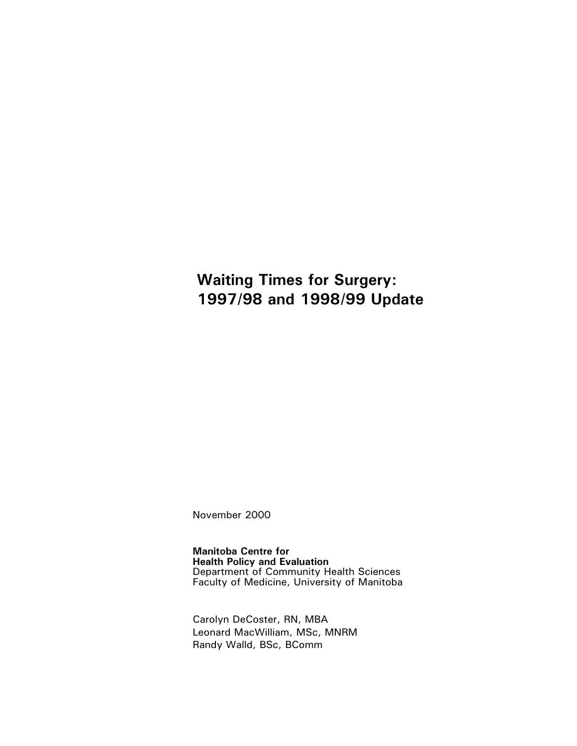# Waiting Times for Surgery: 1997/98 and 1998/99 Update

November 2000

**Manitoba Centre for Health Policy and Evaluation**
Department of Community Health Sciences
Faculty of Medicine, University of Manitoba

Carolyn DeCoster, RN, MBA
Leonard MacWilliam, MSc, MNRM
Randy Walld, BSc, BComm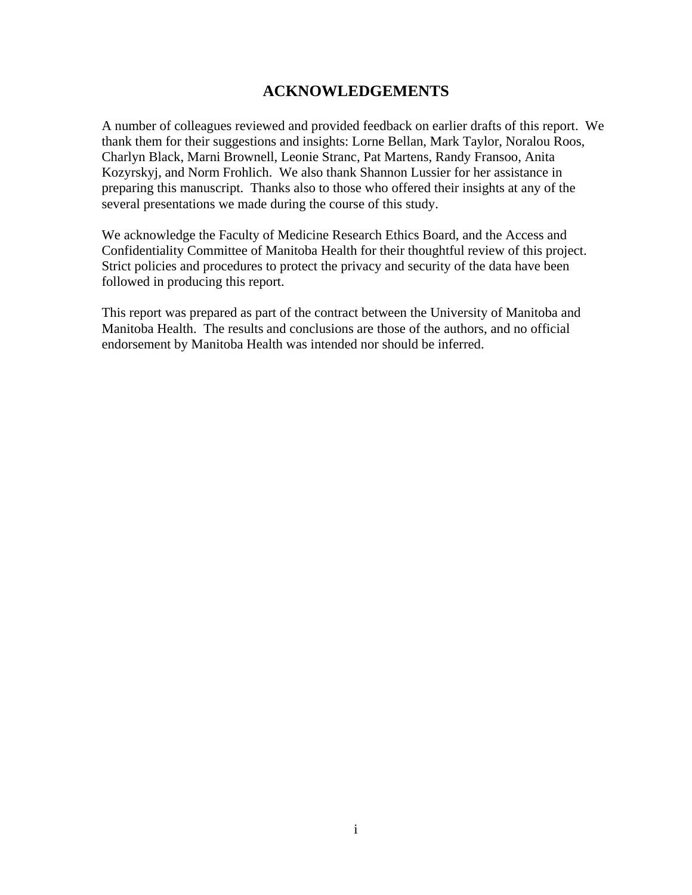# ACKNOWLEDGEMENTS

A number of colleagues reviewed and provided feedback on earlier drafts of this report. We thank them for their suggestions and insights: Lorne Bellan, Mark Taylor, Noralou Roos, Charlyn Black, Marni Brownell, Leonie Stranc, Pat Martens, Randy Fransoo, Anita Kozyrskyj, and Norm Frohlich. We also thank Shannon Lussier for her assistance in preparing this manuscript. Thanks also to those who offered their insights at any of the several presentations we made during the course of this study.

We acknowledge the Faculty of Medicine Research Ethics Board, and the Access and Confidentiality Committee of Manitoba Health for their thoughtful review of this project. Strict policies and procedures to protect the privacy and security of the data have been followed in producing this report.

This report was prepared as part of the contract between the University of Manitoba and Manitoba Health. The results and conclusions are those of the authors, and no official endorsement by Manitoba Health was intended nor should be inferred.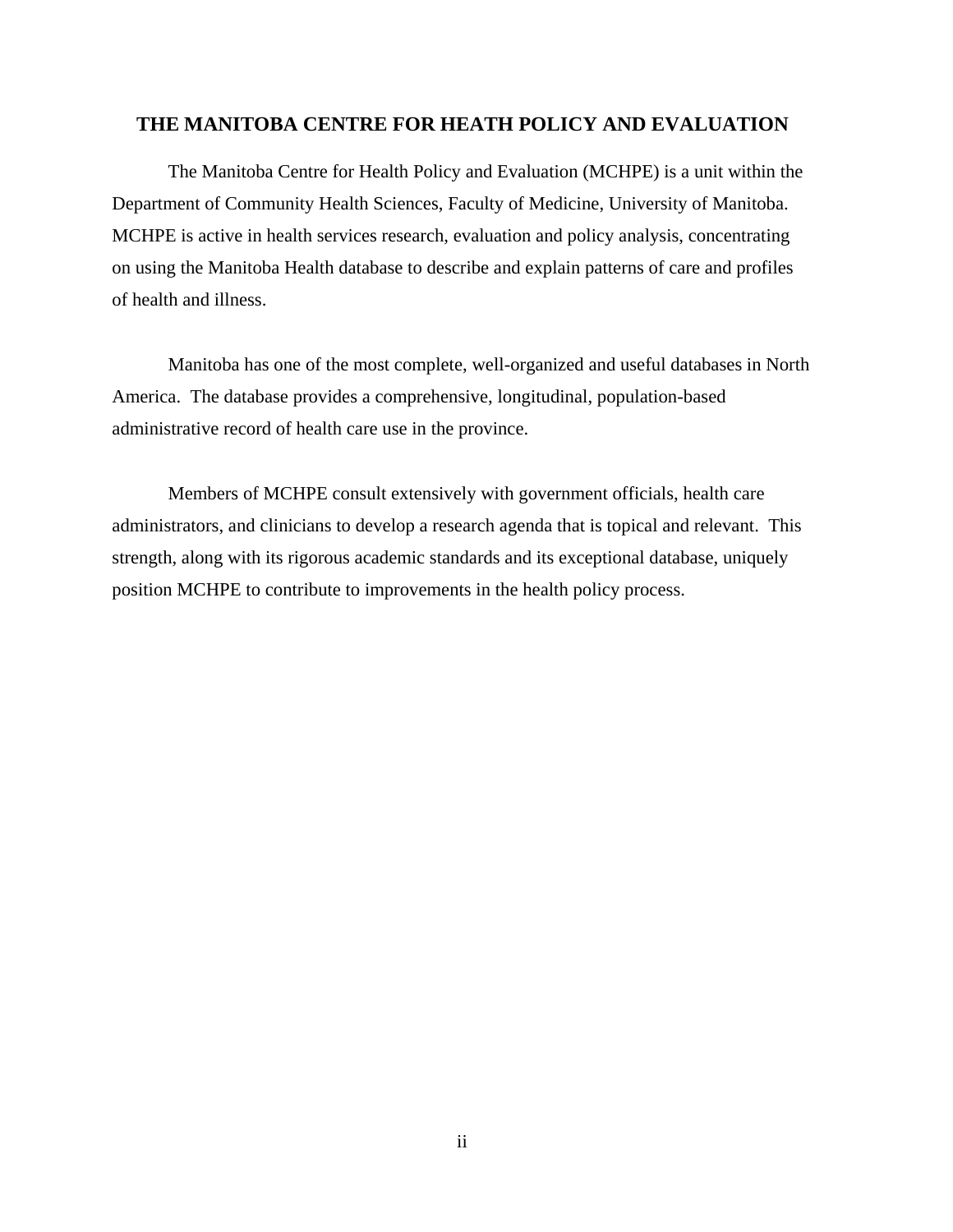# THE MANITOBA CENTRE FOR HEATH POLICY AND EVALUATION

The Manitoba Centre for Health Policy and Evaluation (MCHPE) is a unit within the Department of Community Health Sciences, Faculty of Medicine, University of Manitoba. MCHPE is active in health services research, evaluation and policy analysis, concentrating on using the Manitoba Health database to describe and explain patterns of care and profiles of health and illness.

Manitoba has one of the most complete, well-organized and useful databases in North America. The database provides a comprehensive, longitudinal, population-based administrative record of health care use in the province.

Members of MCHPE consult extensively with government officials, health care administrators, and clinicians to develop a research agenda that is topical and relevant. This strength, along with its rigorous academic standards and its exceptional database, uniquely position MCHPE to contribute to improvements in the health policy process.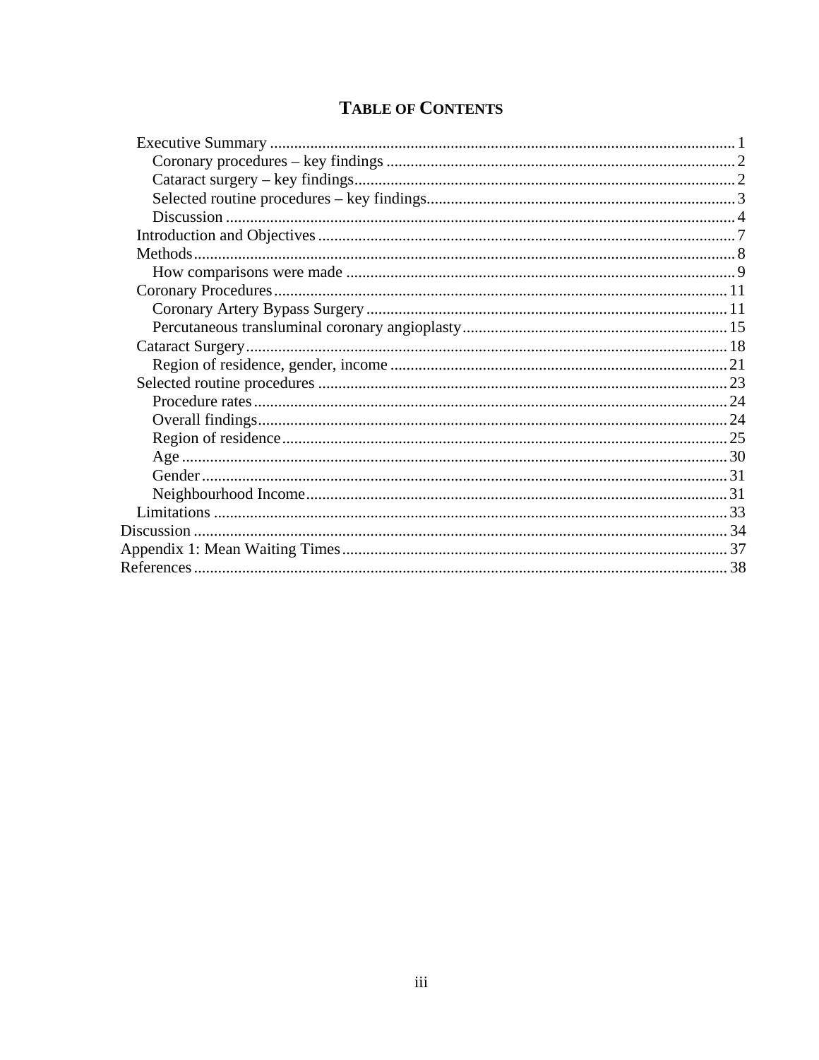# TABLE OF CONTENTS

- Executive Summary ... 1
  - Coronary procedures – key findings ... 2
  - Cataract surgery – key findings ... 2
  - Selected routine procedures – key findings ... 3
  - Discussion ... 4
- Introduction and Objectives ... 7
- Methods ... 8
  - How comparisons were made ... 9
- Coronary Procedures ... 11
  - Coronary Artery Bypass Surgery ... 11
  - Percutaneous transluminal coronary angioplasty ... 15
- Cataract Surgery ... 18
  - Region of residence, gender, income ... 21
- Selected routine procedures ... 23
  - Procedure rates ... 24
  - Overall findings ... 24
  - Region of residence ... 25
  - Age ... 30
  - Gender ... 31
  - Neighbourhood Income ... 31
- Limitations ... 33

Discussion ... 34

Appendix 1: Mean Waiting Times ... 37

References ... 38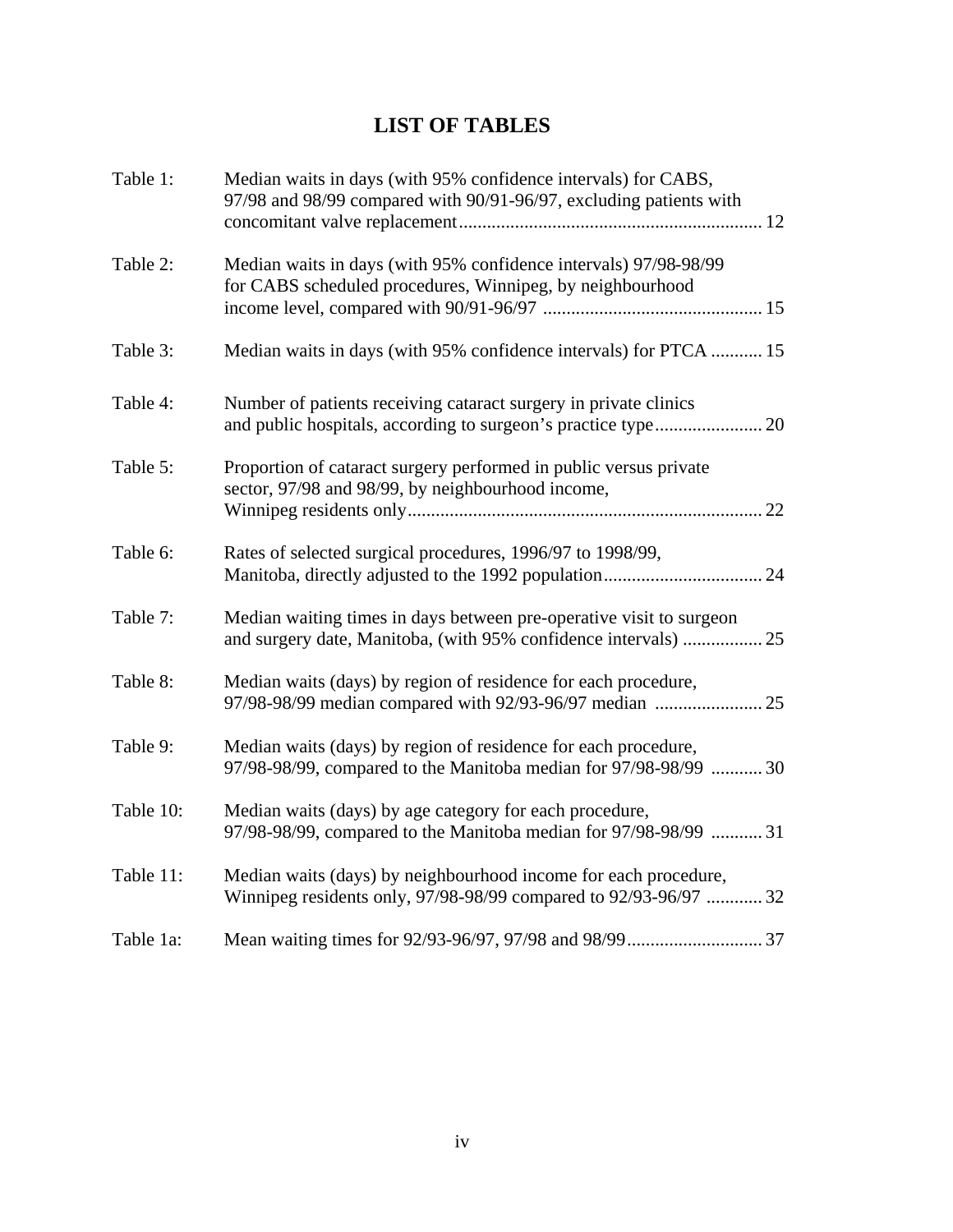# LIST OF TABLES

| | | |
|---|---|---|
| Table 1: | Median waits in days (with 95% confidence intervals) for CABS, 97/98 and 98/99 compared with 90/91-96/97, excluding patients with concomitant valve replacement | 12 |
| Table 2: | Median waits in days (with 95% confidence intervals) 97/98-98/99 for CABS scheduled procedures, Winnipeg, by neighbourhood income level, compared with 90/91-96/97 | 15 |
| Table 3: | Median waits in days (with 95% confidence intervals) for PTCA | 15 |
| Table 4: | Number of patients receiving cataract surgery in private clinics and public hospitals, according to surgeon's practice type | 20 |
| Table 5: | Proportion of cataract surgery performed in public versus private sector, 97/98 and 98/99, by neighbourhood income, Winnipeg residents only | 22 |
| Table 6: | Rates of selected surgical procedures, 1996/97 to 1998/99, Manitoba, directly adjusted to the 1992 population | 24 |
| Table 7: | Median waiting times in days between pre-operative visit to surgeon and surgery date, Manitoba, (with 95% confidence intervals) | 25 |
| Table 8: | Median waits (days) by region of residence for each procedure, 97/98-98/99 median compared with 92/93-96/97 median | 25 |
| Table 9: | Median waits (days) by region of residence for each procedure, 97/98-98/99, compared to the Manitoba median for 97/98-98/99 | 30 |
| Table 10: | Median waits (days) by age category for each procedure, 97/98-98/99, compared to the Manitoba median for 97/98-98/99 | 31 |
| Table 11: | Median waits (days) by neighbourhood income for each procedure, Winnipeg residents only, 97/98-98/99 compared to 92/93-96/97 | 32 |
| Table 1a: | Mean waiting times for 92/93-96/97, 97/98 and 98/99 | 37 |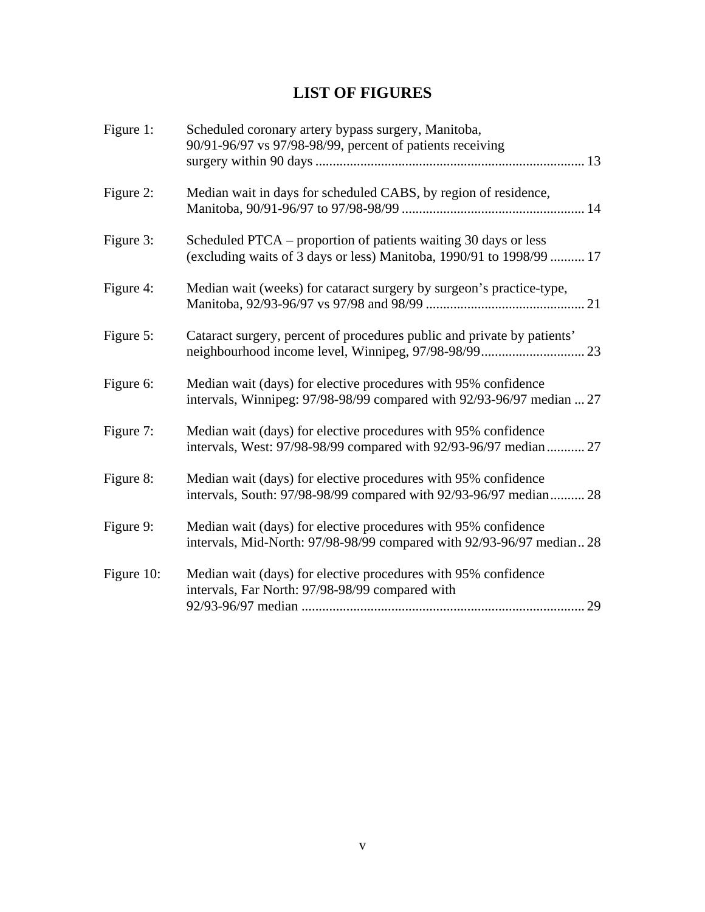# LIST OF FIGURES

| | | |
|---|---|---|
| Figure 1: | Scheduled coronary artery bypass surgery, Manitoba, 90/91-96/97 vs 97/98-98/99, percent of patients receiving surgery within 90 days | 13 |
| Figure 2: | Median wait in days for scheduled CABS, by region of residence, Manitoba, 90/91-96/97 to 97/98-98/99 | 14 |
| Figure 3: | Scheduled PTCA – proportion of patients waiting 30 days or less (excluding waits of 3 days or less) Manitoba, 1990/91 to 1998/99 | 17 |
| Figure 4: | Median wait (weeks) for cataract surgery by surgeon's practice-type, Manitoba, 92/93-96/97 vs 97/98 and 98/99 | 21 |
| Figure 5: | Cataract surgery, percent of procedures public and private by patients' neighbourhood income level, Winnipeg, 97/98-98/99 | 23 |
| Figure 6: | Median wait (days) for elective procedures with 95% confidence intervals, Winnipeg: 97/98-98/99 compared with 92/93-96/97 median | 27 |
| Figure 7: | Median wait (days) for elective procedures with 95% confidence intervals, West: 97/98-98/99 compared with 92/93-96/97 median | 27 |
| Figure 8: | Median wait (days) for elective procedures with 95% confidence intervals, South: 97/98-98/99 compared with 92/93-96/97 median | 28 |
| Figure 9: | Median wait (days) for elective procedures with 95% confidence intervals, Mid-North: 97/98-98/99 compared with 92/93-96/97 median | 28 |
| Figure 10: | Median wait (days) for elective procedures with 95% confidence intervals, Far North: 97/98-98/99 compared with 92/93-96/97 median | 29 |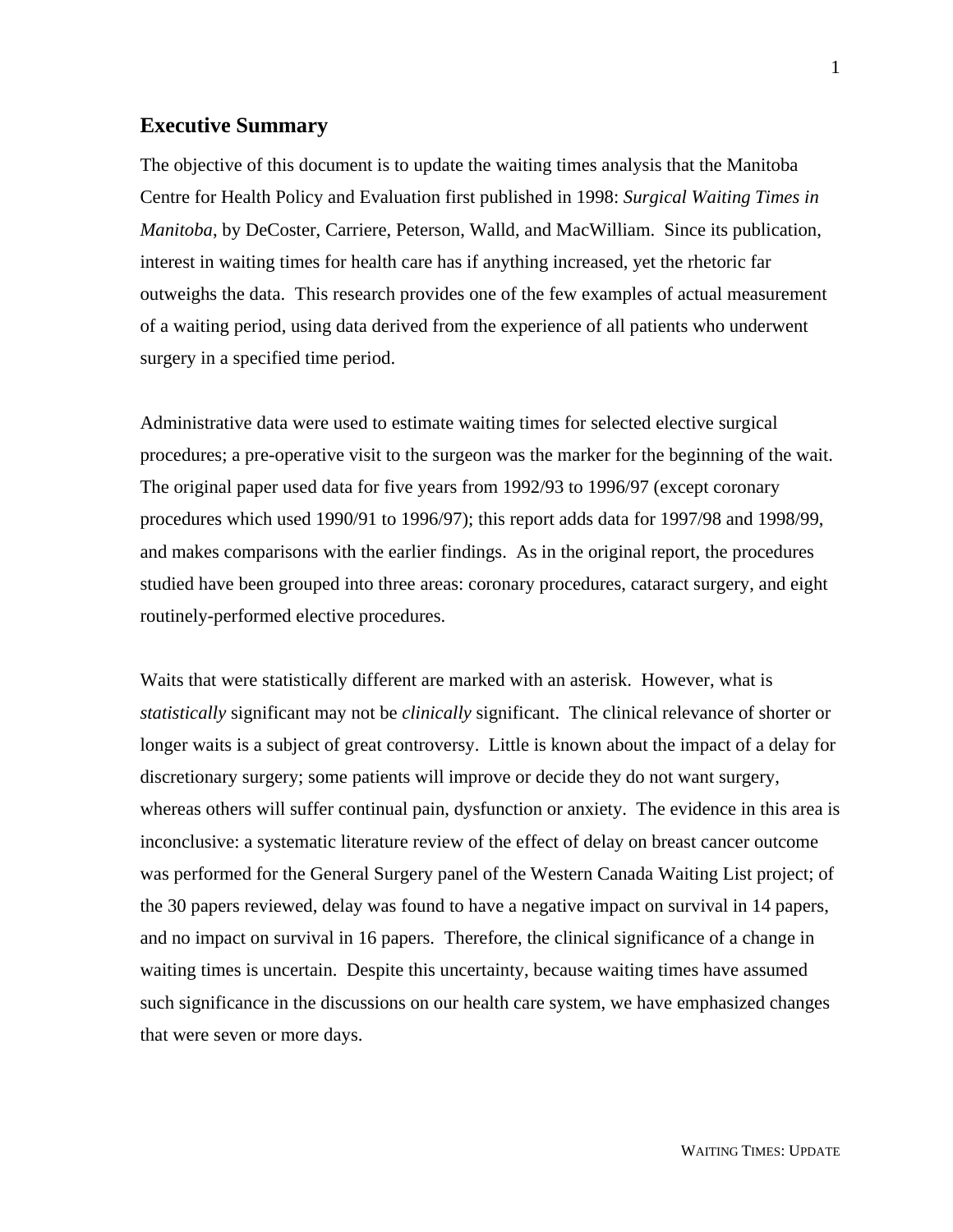## Executive Summary

The objective of this document is to update the waiting times analysis that the Manitoba Centre for Health Policy and Evaluation first published in 1998: *Surgical Waiting Times in Manitoba*, by DeCoster, Carriere, Peterson, Walld, and MacWilliam. Since its publication, interest in waiting times for health care has if anything increased, yet the rhetoric far outweighs the data. This research provides one of the few examples of actual measurement of a waiting period, using data derived from the experience of all patients who underwent surgery in a specified time period.

Administrative data were used to estimate waiting times for selected elective surgical procedures; a pre-operative visit to the surgeon was the marker for the beginning of the wait. The original paper used data for five years from 1992/93 to 1996/97 (except coronary procedures which used 1990/91 to 1996/97); this report adds data for 1997/98 and 1998/99, and makes comparisons with the earlier findings. As in the original report, the procedures studied have been grouped into three areas: coronary procedures, cataract surgery, and eight routinely-performed elective procedures.

Waits that were statistically different are marked with an asterisk. However, what is *statistically* significant may not be *clinically* significant. The clinical relevance of shorter or longer waits is a subject of great controversy. Little is known about the impact of a delay for discretionary surgery; some patients will improve or decide they do not want surgery, whereas others will suffer continual pain, dysfunction or anxiety. The evidence in this area is inconclusive: a systematic literature review of the effect of delay on breast cancer outcome was performed for the General Surgery panel of the Western Canada Waiting List project; of the 30 papers reviewed, delay was found to have a negative impact on survival in 14 papers, and no impact on survival in 16 papers. Therefore, the clinical significance of a change in waiting times is uncertain. Despite this uncertainty, because waiting times have assumed such significance in the discussions on our health care system, we have emphasized changes that were seven or more days.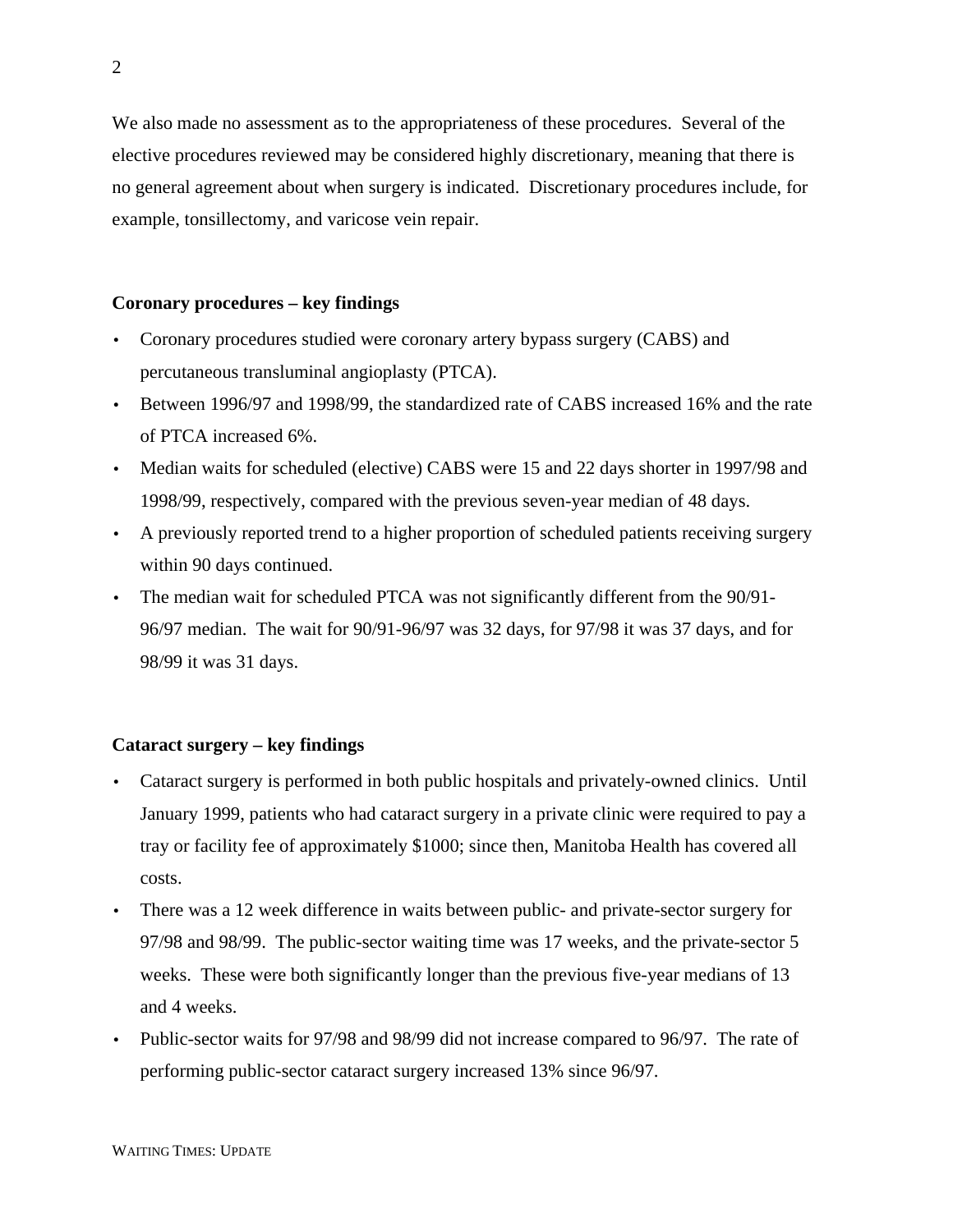We also made no assessment as to the appropriateness of these procedures. Several of the elective procedures reviewed may be considered highly discretionary, meaning that there is no general agreement about when surgery is indicated. Discretionary procedures include, for example, tonsillectomy, and varicose vein repair.

### Coronary procedures – key findings

- Coronary procedures studied were coronary artery bypass surgery (CABS) and percutaneous transluminal angioplasty (PTCA).
- Between 1996/97 and 1998/99, the standardized rate of CABS increased 16% and the rate of PTCA increased 6%.
- Median waits for scheduled (elective) CABS were 15 and 22 days shorter in 1997/98 and 1998/99, respectively, compared with the previous seven-year median of 48 days.
- A previously reported trend to a higher proportion of scheduled patients receiving surgery within 90 days continued.
- The median wait for scheduled PTCA was not significantly different from the 90/91-96/97 median. The wait for 90/91-96/97 was 32 days, for 97/98 it was 37 days, and for 98/99 it was 31 days.

### Cataract surgery – key findings

- Cataract surgery is performed in both public hospitals and privately-owned clinics. Until January 1999, patients who had cataract surgery in a private clinic were required to pay a tray or facility fee of approximately $1000; since then, Manitoba Health has covered all costs.
- There was a 12 week difference in waits between public- and private-sector surgery for 97/98 and 98/99. The public-sector waiting time was 17 weeks, and the private-sector 5 weeks. These were both significantly longer than the previous five-year medians of 13 and 4 weeks.
- Public-sector waits for 97/98 and 98/99 did not increase compared to 96/97. The rate of performing public-sector cataract surgery increased 13% since 96/97.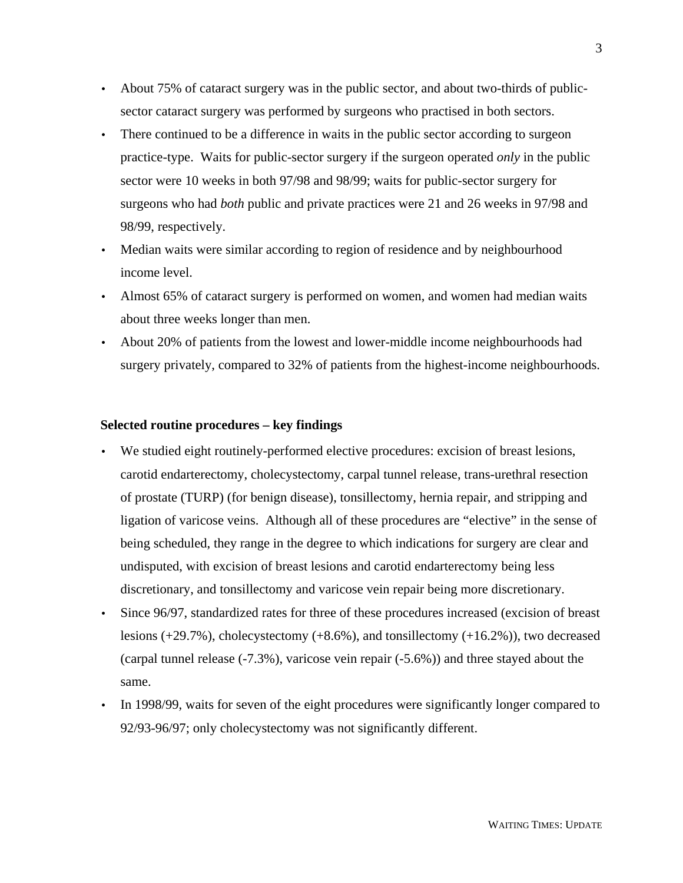- About 75% of cataract surgery was in the public sector, and about two-thirds of public-sector cataract surgery was performed by surgeons who practised in both sectors.
- There continued to be a difference in waits in the public sector according to surgeon practice-type. Waits for public-sector surgery if the surgeon operated *only* in the public sector were 10 weeks in both 97/98 and 98/99; waits for public-sector surgery for surgeons who had *both* public and private practices were 21 and 26 weeks in 97/98 and 98/99, respectively.
- Median waits were similar according to region of residence and by neighbourhood income level.
- Almost 65% of cataract surgery is performed on women, and women had median waits about three weeks longer than men.
- About 20% of patients from the lowest and lower-middle income neighbourhoods had surgery privately, compared to 32% of patients from the highest-income neighbourhoods.

**Selected routine procedures – key findings**

- We studied eight routinely-performed elective procedures: excision of breast lesions, carotid endarterectomy, cholecystectomy, carpal tunnel release, trans-urethral resection of prostate (TURP) (for benign disease), tonsillectomy, hernia repair, and stripping and ligation of varicose veins. Although all of these procedures are "elective" in the sense of being scheduled, they range in the degree to which indications for surgery are clear and undisputed, with excision of breast lesions and carotid endarterectomy being less discretionary, and tonsillectomy and varicose vein repair being more discretionary.
- Since 96/97, standardized rates for three of these procedures increased (excision of breast lesions (+29.7%), cholecystectomy (+8.6%), and tonsillectomy (+16.2%)), two decreased (carpal tunnel release (-7.3%), varicose vein repair (-5.6%)) and three stayed about the same.
- In 1998/99, waits for seven of the eight procedures were significantly longer compared to 92/93-96/97; only cholecystectomy was not significantly different.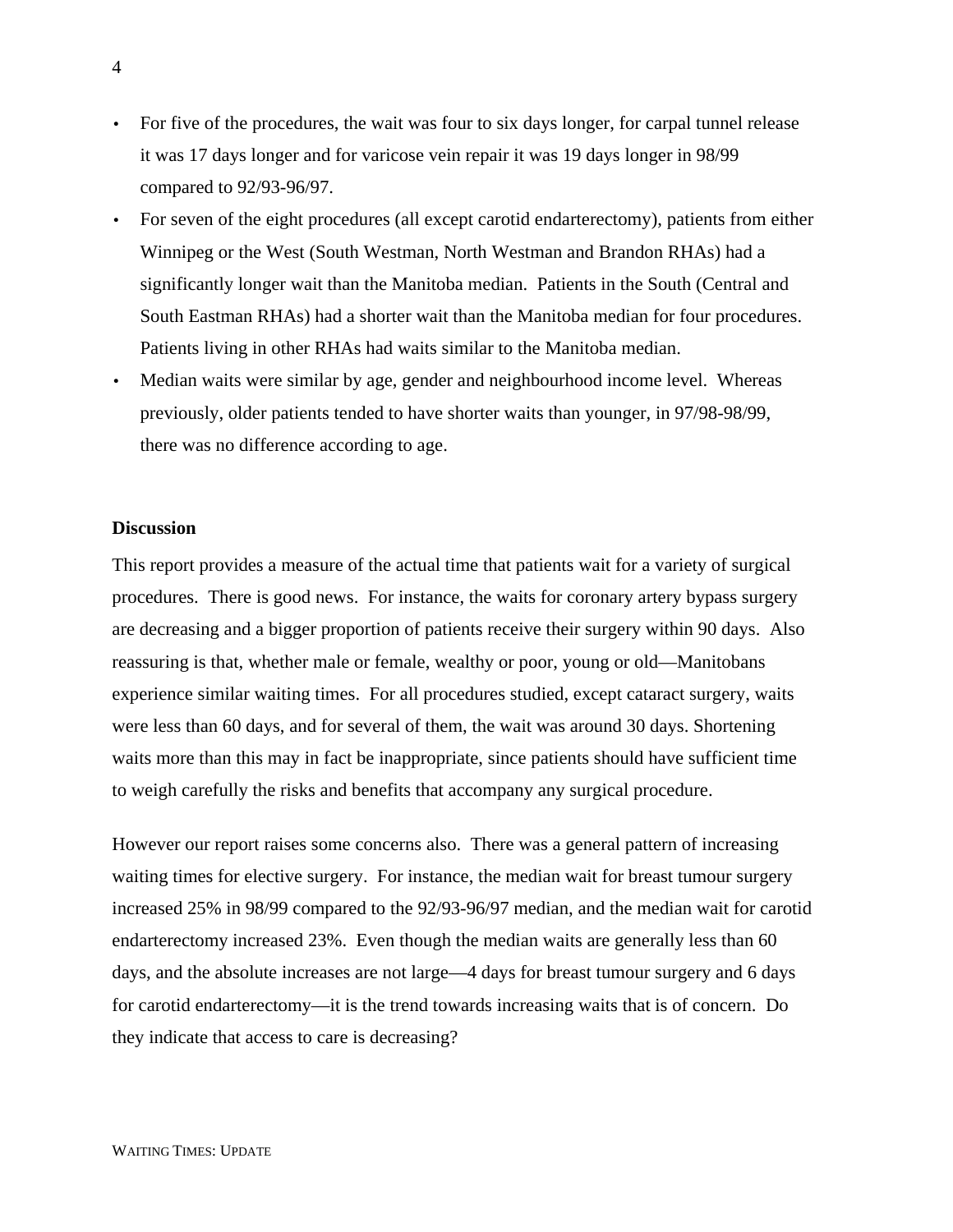- For five of the procedures, the wait was four to six days longer, for carpal tunnel release it was 17 days longer and for varicose vein repair it was 19 days longer in 98/99 compared to 92/93-96/97.
- For seven of the eight procedures (all except carotid endarterectomy), patients from either Winnipeg or the West (South Westman, North Westman and Brandon RHAs) had a significantly longer wait than the Manitoba median. Patients in the South (Central and South Eastman RHAs) had a shorter wait than the Manitoba median for four procedures. Patients living in other RHAs had waits similar to the Manitoba median.
- Median waits were similar by age, gender and neighbourhood income level. Whereas previously, older patients tended to have shorter waits than younger, in 97/98-98/99, there was no difference according to age.

**Discussion**

This report provides a measure of the actual time that patients wait for a variety of surgical procedures. There is good news. For instance, the waits for coronary artery bypass surgery are decreasing and a bigger proportion of patients receive their surgery within 90 days. Also reassuring is that, whether male or female, wealthy or poor, young or old—Manitobans experience similar waiting times. For all procedures studied, except cataract surgery, waits were less than 60 days, and for several of them, the wait was around 30 days. Shortening waits more than this may in fact be inappropriate, since patients should have sufficient time to weigh carefully the risks and benefits that accompany any surgical procedure.

However our report raises some concerns also. There was a general pattern of increasing waiting times for elective surgery. For instance, the median wait for breast tumour surgery increased 25% in 98/99 compared to the 92/93-96/97 median, and the median wait for carotid endarterectomy increased 23%. Even though the median waits are generally less than 60 days, and the absolute increases are not large—4 days for breast tumour surgery and 6 days for carotid endarterectomy—it is the trend towards increasing waits that is of concern. Do they indicate that access to care is decreasing?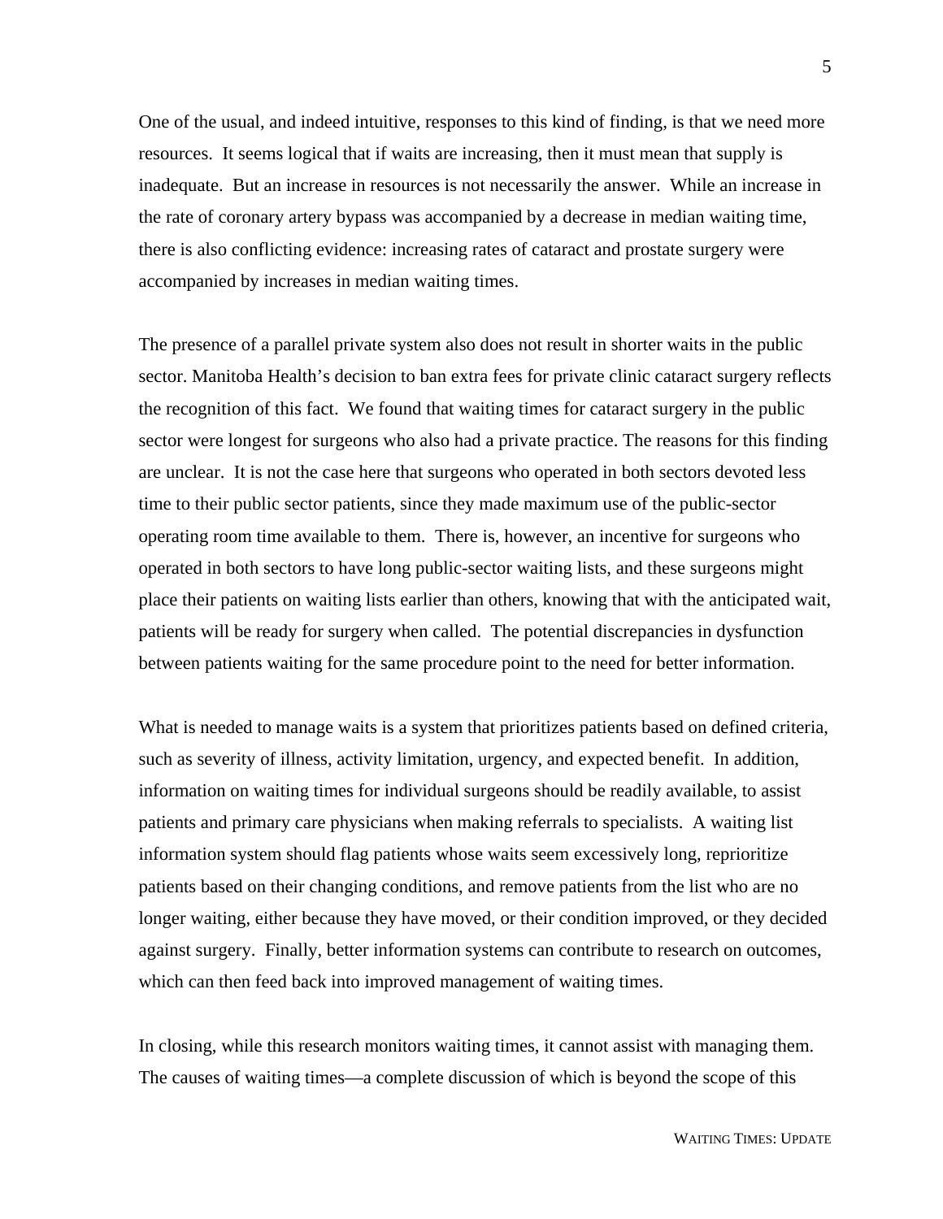One of the usual, and indeed intuitive, responses to this kind of finding, is that we need more resources. It seems logical that if waits are increasing, then it must mean that supply is inadequate. But an increase in resources is not necessarily the answer. While an increase in the rate of coronary artery bypass was accompanied by a decrease in median waiting time, there is also conflicting evidence: increasing rates of cataract and prostate surgery were accompanied by increases in median waiting times.

The presence of a parallel private system also does not result in shorter waits in the public sector. Manitoba Health's decision to ban extra fees for private clinic cataract surgery reflects the recognition of this fact. We found that waiting times for cataract surgery in the public sector were longest for surgeons who also had a private practice. The reasons for this finding are unclear. It is not the case here that surgeons who operated in both sectors devoted less time to their public sector patients, since they made maximum use of the public-sector operating room time available to them. There is, however, an incentive for surgeons who operated in both sectors to have long public-sector waiting lists, and these surgeons might place their patients on waiting lists earlier than others, knowing that with the anticipated wait, patients will be ready for surgery when called. The potential discrepancies in dysfunction between patients waiting for the same procedure point to the need for better information.

What is needed to manage waits is a system that prioritizes patients based on defined criteria, such as severity of illness, activity limitation, urgency, and expected benefit. In addition, information on waiting times for individual surgeons should be readily available, to assist patients and primary care physicians when making referrals to specialists. A waiting list information system should flag patients whose waits seem excessively long, reprioritize patients based on their changing conditions, and remove patients from the list who are no longer waiting, either because they have moved, or their condition improved, or they decided against surgery. Finally, better information systems can contribute to research on outcomes, which can then feed back into improved management of waiting times.

In closing, while this research monitors waiting times, it cannot assist with managing them. The causes of waiting times—a complete discussion of which is beyond the scope of this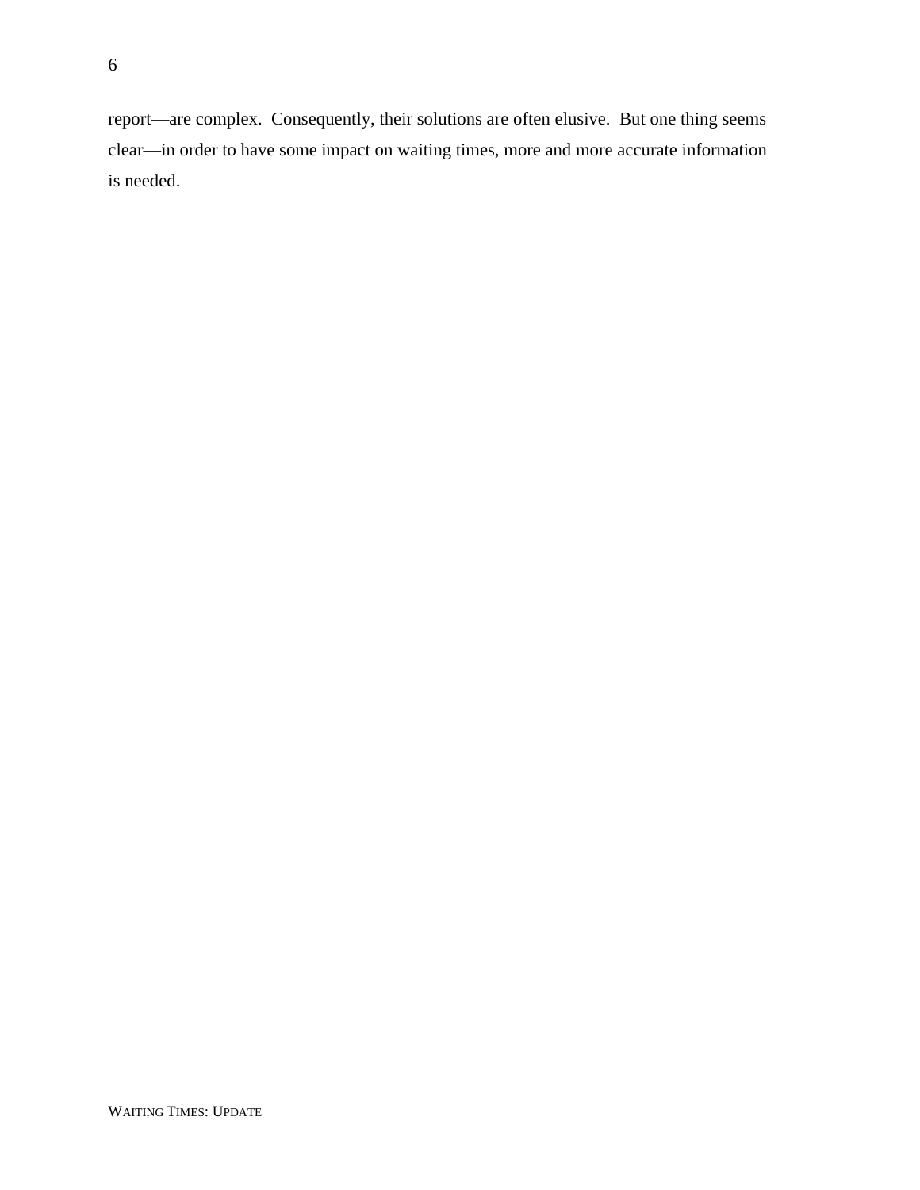report—are complex. Consequently, their solutions are often elusive. But one thing seems clear—in order to have some impact on waiting times, more and more accurate information is needed.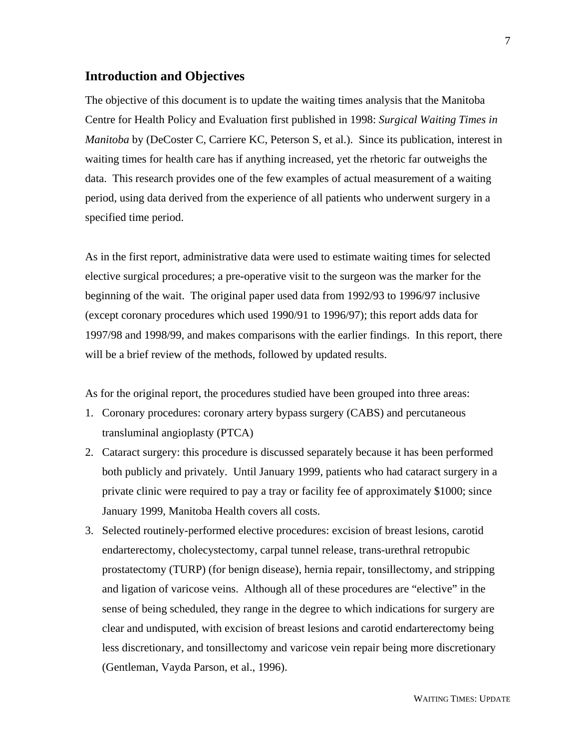## Introduction and Objectives

The objective of this document is to update the waiting times analysis that the Manitoba Centre for Health Policy and Evaluation first published in 1998: *Surgical Waiting Times in Manitoba* by (DeCoster C, Carriere KC, Peterson S, et al.). Since its publication, interest in waiting times for health care has if anything increased, yet the rhetoric far outweighs the data. This research provides one of the few examples of actual measurement of a waiting period, using data derived from the experience of all patients who underwent surgery in a specified time period.

As in the first report, administrative data were used to estimate waiting times for selected elective surgical procedures; a pre-operative visit to the surgeon was the marker for the beginning of the wait. The original paper used data from 1992/93 to 1996/97 inclusive (except coronary procedures which used 1990/91 to 1996/97); this report adds data for 1997/98 and 1998/99, and makes comparisons with the earlier findings. In this report, there will be a brief review of the methods, followed by updated results.

As for the original report, the procedures studied have been grouped into three areas:

1. Coronary procedures: coronary artery bypass surgery (CABS) and percutaneous transluminal angioplasty (PTCA)
2. Cataract surgery: this procedure is discussed separately because it has been performed both publicly and privately. Until January 1999, patients who had cataract surgery in a private clinic were required to pay a tray or facility fee of approximately $1000; since January 1999, Manitoba Health covers all costs.
3. Selected routinely-performed elective procedures: excision of breast lesions, carotid endarterectomy, cholecystectomy, carpal tunnel release, trans-urethral retropubic prostatectomy (TURP) (for benign disease), hernia repair, tonsillectomy, and stripping and ligation of varicose veins. Although all of these procedures are "elective" in the sense of being scheduled, they range in the degree to which indications for surgery are clear and undisputed, with excision of breast lesions and carotid endarterectomy being less discretionary, and tonsillectomy and varicose vein repair being more discretionary (Gentleman, Vayda Parson, et al., 1996).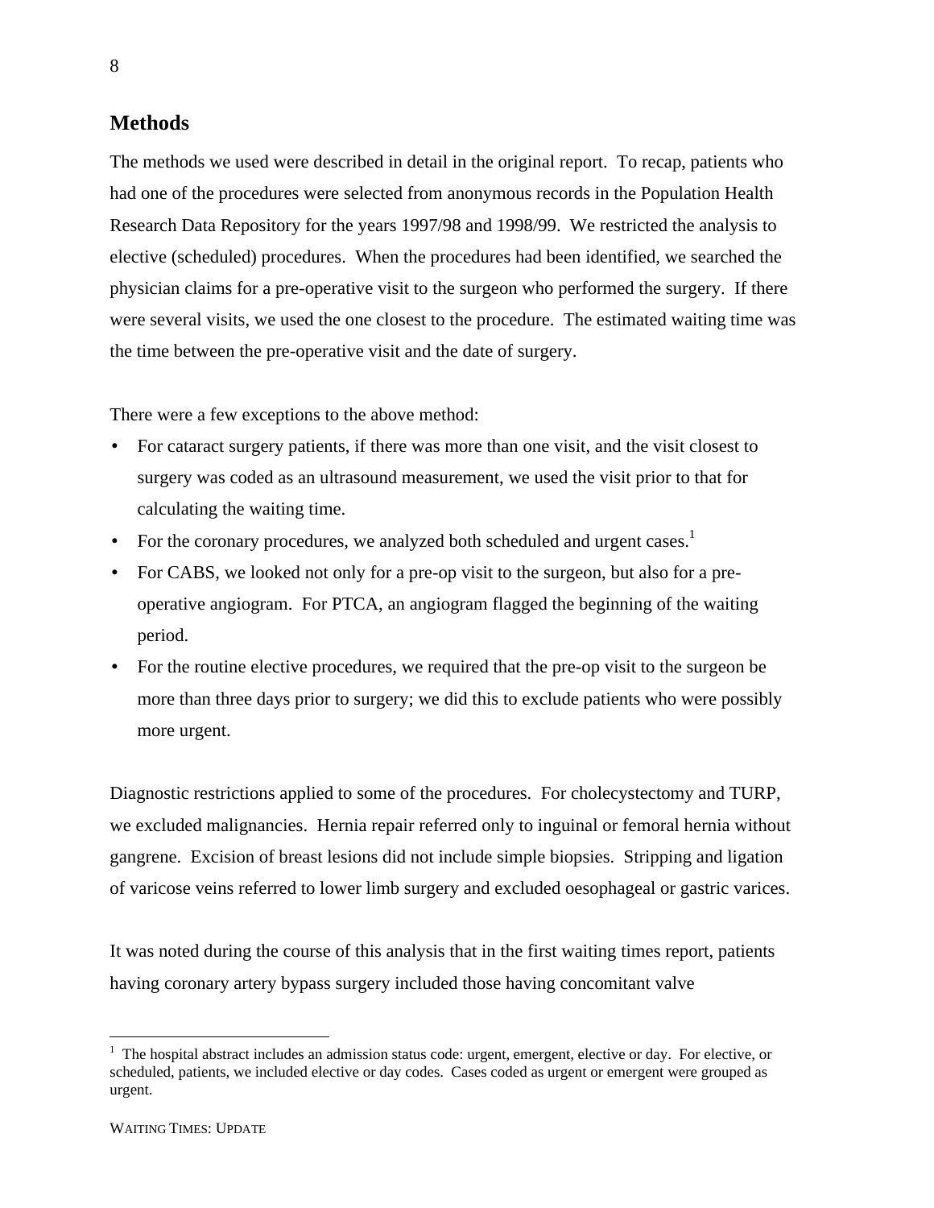## Methods

The methods we used were described in detail in the original report. To recap, patients who had one of the procedures were selected from anonymous records in the Population Health Research Data Repository for the years 1997/98 and 1998/99. We restricted the analysis to elective (scheduled) procedures. When the procedures had been identified, we searched the physician claims for a pre-operative visit to the surgeon who performed the surgery. If there were several visits, we used the one closest to the procedure. The estimated waiting time was the time between the pre-operative visit and the date of surgery.

There were a few exceptions to the above method:

- For cataract surgery patients, if there was more than one visit, and the visit closest to surgery was coded as an ultrasound measurement, we used the visit prior to that for calculating the waiting time.
- For the coronary procedures, we analyzed both scheduled and urgent cases.[1]
- For CABS, we looked not only for a pre-op visit to the surgeon, but also for a pre-operative angiogram. For PTCA, an angiogram flagged the beginning of the waiting period.
- For the routine elective procedures, we required that the pre-op visit to the surgeon be more than three days prior to surgery; we did this to exclude patients who were possibly more urgent.

Diagnostic restrictions applied to some of the procedures. For cholecystectomy and TURP, we excluded malignancies. Hernia repair referred only to inguinal or femoral hernia without gangrene. Excision of breast lesions did not include simple biopsies. Stripping and ligation of varicose veins referred to lower limb surgery and excluded oesophageal or gastric varices.

It was noted during the course of this analysis that in the first waiting times report, patients having coronary artery bypass surgery included those having concomitant valve

[1] The hospital abstract includes an admission status code: urgent, emergent, elective or day. For elective, or scheduled, patients, we included elective or day codes. Cases coded as urgent or emergent were grouped as urgent.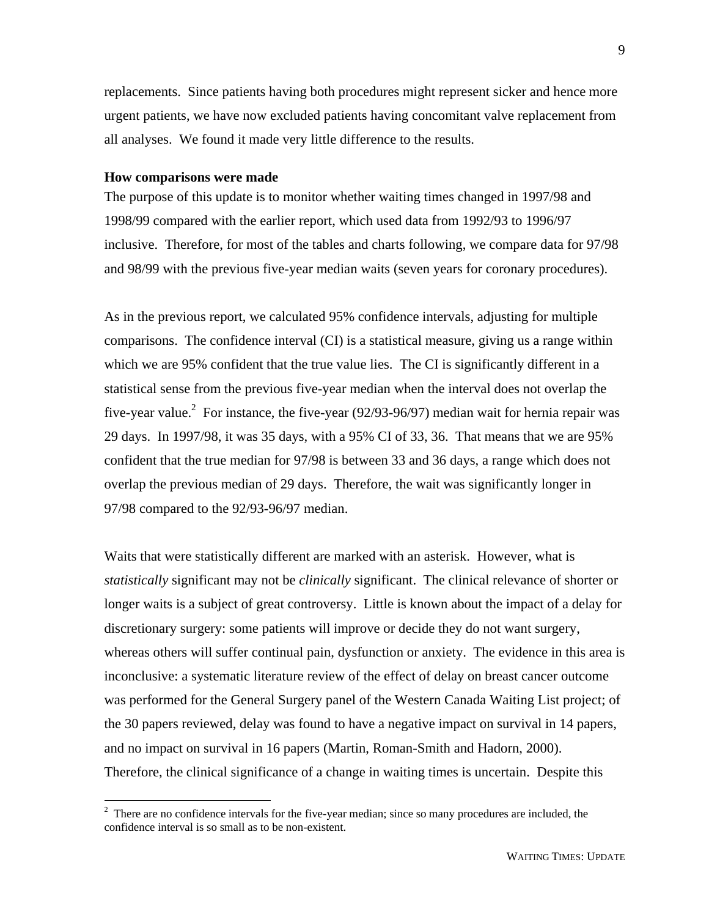replacements. Since patients having both procedures might represent sicker and hence more urgent patients, we have now excluded patients having concomitant valve replacement from all analyses. We found it made very little difference to the results.

**How comparisons were made**

The purpose of this update is to monitor whether waiting times changed in 1997/98 and 1998/99 compared with the earlier report, which used data from 1992/93 to 1996/97 inclusive. Therefore, for most of the tables and charts following, we compare data for 97/98 and 98/99 with the previous five-year median waits (seven years for coronary procedures).

As in the previous report, we calculated 95% confidence intervals, adjusting for multiple comparisons. The confidence interval (CI) is a statistical measure, giving us a range within which we are 95% confident that the true value lies. The CI is significantly different in a statistical sense from the previous five-year median when the interval does not overlap the five-year value.[2] For instance, the five-year (92/93-96/97) median wait for hernia repair was 29 days. In 1997/98, it was 35 days, with a 95% CI of 33, 36. That means that we are 95% confident that the true median for 97/98 is between 33 and 36 days, a range which does not overlap the previous median of 29 days. Therefore, the wait was significantly longer in 97/98 compared to the 92/93-96/97 median.

Waits that were statistically different are marked with an asterisk. However, what is *statistically* significant may not be *clinically* significant. The clinical relevance of shorter or longer waits is a subject of great controversy. Little is known about the impact of a delay for discretionary surgery: some patients will improve or decide they do not want surgery, whereas others will suffer continual pain, dysfunction or anxiety. The evidence in this area is inconclusive: a systematic literature review of the effect of delay on breast cancer outcome was performed for the General Surgery panel of the Western Canada Waiting List project; of the 30 papers reviewed, delay was found to have a negative impact on survival in 14 papers, and no impact on survival in 16 papers (Martin, Roman-Smith and Hadorn, 2000). Therefore, the clinical significance of a change in waiting times is uncertain. Despite this

[2] There are no confidence intervals for the five-year median; since so many procedures are included, the confidence interval is so small as to be non-existent.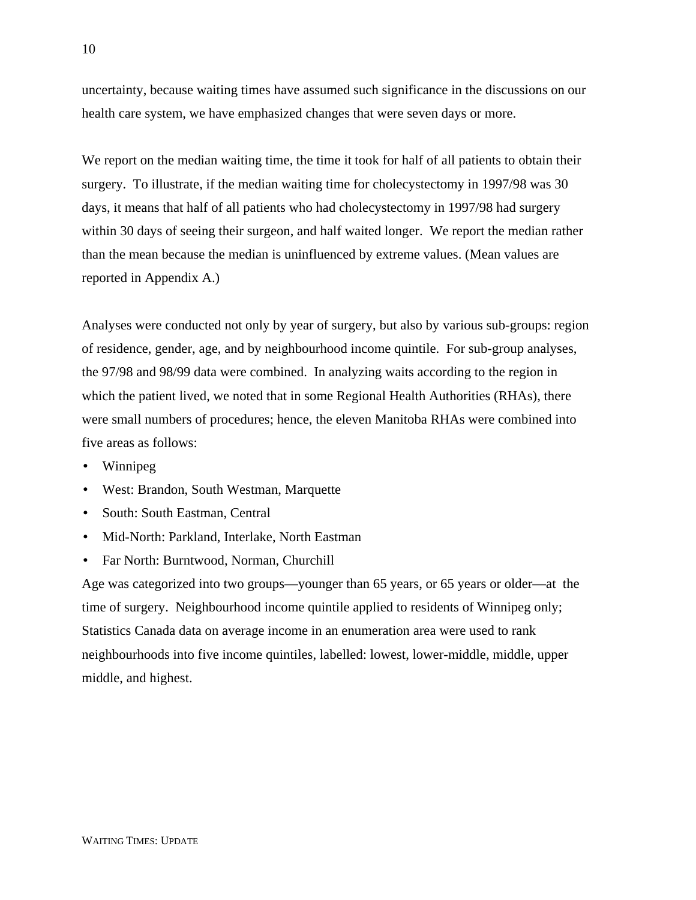uncertainty, because waiting times have assumed such significance in the discussions on our health care system, we have emphasized changes that were seven days or more.

We report on the median waiting time, the time it took for half of all patients to obtain their surgery. To illustrate, if the median waiting time for cholecystectomy in 1997/98 was 30 days, it means that half of all patients who had cholecystectomy in 1997/98 had surgery within 30 days of seeing their surgeon, and half waited longer. We report the median rather than the mean because the median is uninfluenced by extreme values. (Mean values are reported in Appendix A.)

Analyses were conducted not only by year of surgery, but also by various sub-groups: region of residence, gender, age, and by neighbourhood income quintile. For sub-group analyses, the 97/98 and 98/99 data were combined. In analyzing waits according to the region in which the patient lived, we noted that in some Regional Health Authorities (RHAs), there were small numbers of procedures; hence, the eleven Manitoba RHAs were combined into five areas as follows:

- Winnipeg
- West: Brandon, South Westman, Marquette
- South: South Eastman, Central
- Mid-North: Parkland, Interlake, North Eastman
- Far North: Burntwood, Norman, Churchill

Age was categorized into two groups—younger than 65 years, or 65 years or older—at the time of surgery. Neighbourhood income quintile applied to residents of Winnipeg only; Statistics Canada data on average income in an enumeration area were used to rank neighbourhoods into five income quintiles, labelled: lowest, lower-middle, middle, upper middle, and highest.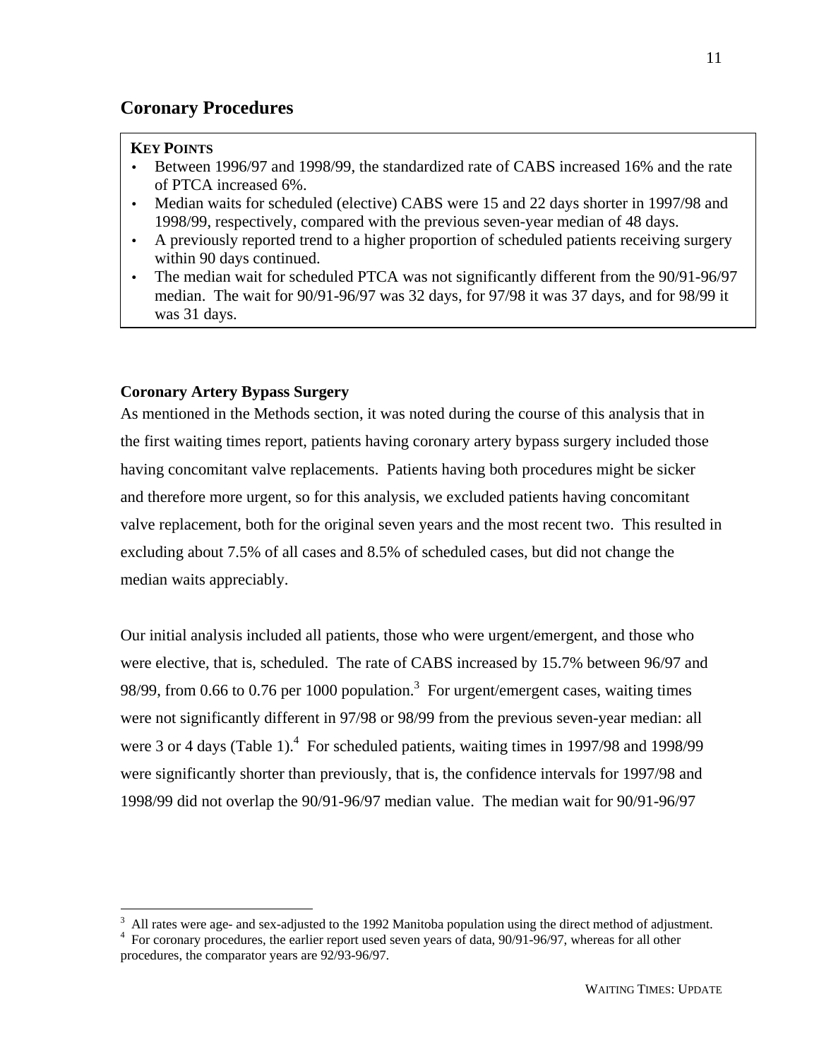## Coronary Procedures

**KEY POINTS**

- Between 1996/97 and 1998/99, the standardized rate of CABS increased 16% and the rate of PTCA increased 6%.
- Median waits for scheduled (elective) CABS were 15 and 22 days shorter in 1997/98 and 1998/99, respectively, compared with the previous seven-year median of 48 days.
- A previously reported trend to a higher proportion of scheduled patients receiving surgery within 90 days continued.
- The median wait for scheduled PTCA was not significantly different from the 90/91-96/97 median. The wait for 90/91-96/97 was 32 days, for 97/98 it was 37 days, and for 98/99 it was 31 days.

### Coronary Artery Bypass Surgery

As mentioned in the Methods section, it was noted during the course of this analysis that in the first waiting times report, patients having coronary artery bypass surgery included those having concomitant valve replacements. Patients having both procedures might be sicker and therefore more urgent, so for this analysis, we excluded patients having concomitant valve replacement, both for the original seven years and the most recent two. This resulted in excluding about 7.5% of all cases and 8.5% of scheduled cases, but did not change the median waits appreciably.

Our initial analysis included all patients, those who were urgent/emergent, and those who were elective, that is, scheduled. The rate of CABS increased by 15.7% between 96/97 and 98/99, from 0.66 to 0.76 per 1000 population.[3] For urgent/emergent cases, waiting times were not significantly different in 97/98 or 98/99 from the previous seven-year median: all were 3 or 4 days (Table 1).[4] For scheduled patients, waiting times in 1997/98 and 1998/99 were significantly shorter than previously, that is, the confidence intervals for 1997/98 and 1998/99 did not overlap the 90/91-96/97 median value. The median wait for 90/91-96/97

---

[3] All rates were age- and sex-adjusted to the 1992 Manitoba population using the direct method of adjustment.

[4] For coronary procedures, the earlier report used seven years of data, 90/91-96/97, whereas for all other procedures, the comparator years are 92/93-96/97.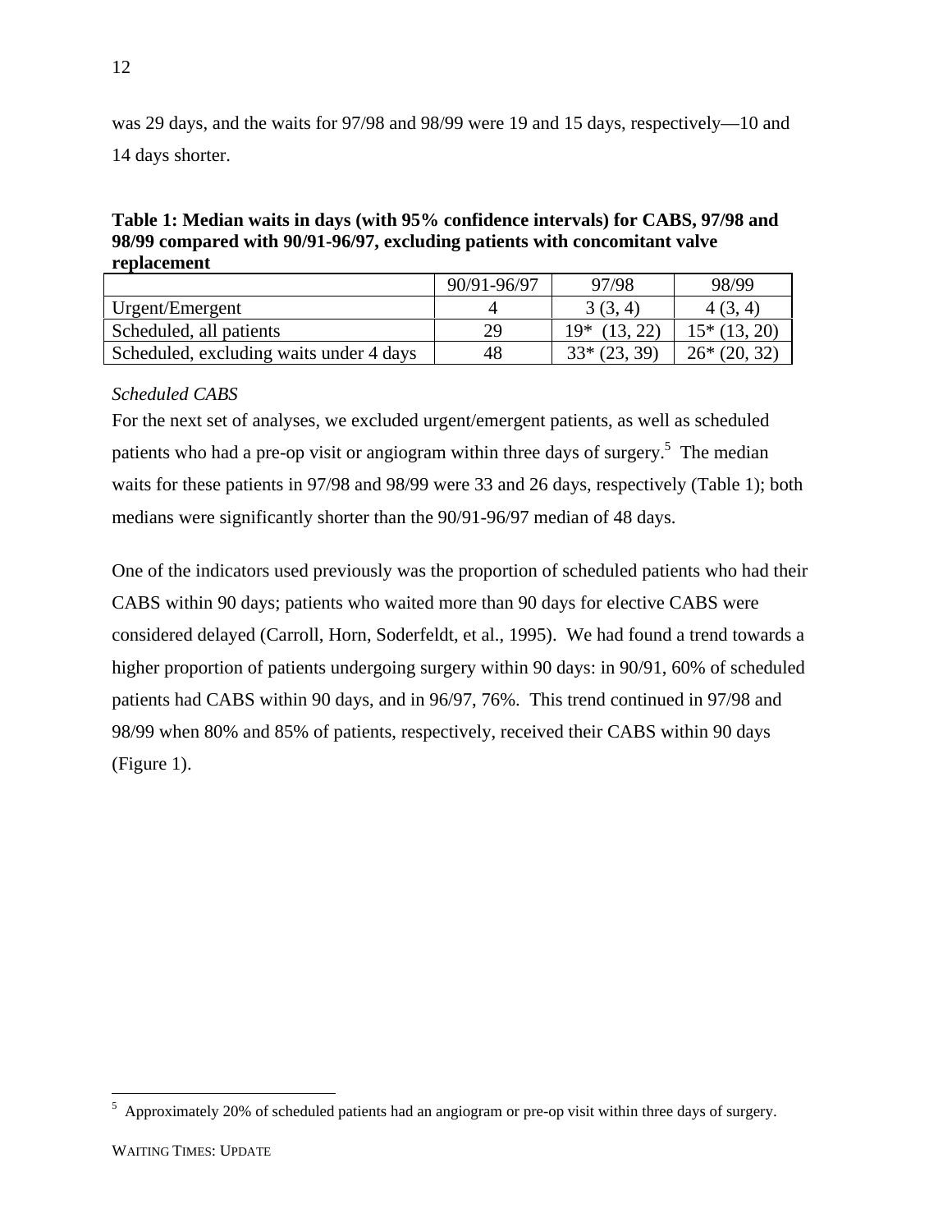was 29 days, and the waits for 97/98 and 98/99 were 19 and 15 days, respectively—10 and 14 days shorter.

**Table 1: Median waits in days (with 95% confidence intervals) for CABS, 97/98 and 98/99 compared with 90/91-96/97, excluding patients with concomitant valve replacement**

| | 90/91-96/97 | 97/98 | 98/99 |
|---|---|---|---|
| Urgent/Emergent | 4 | 3 (3, 4) | 4 (3, 4) |
| Scheduled, all patients | 29 | 19* (13, 22) | 15* (13, 20) |
| Scheduled, excluding waits under 4 days | 48 | 33* (23, 39) | 26* (20, 32) |

*Scheduled CABS*

For the next set of analyses, we excluded urgent/emergent patients, as well as scheduled patients who had a pre-op visit or angiogram within three days of surgery.[5] The median waits for these patients in 97/98 and 98/99 were 33 and 26 days, respectively (Table 1); both medians were significantly shorter than the 90/91-96/97 median of 48 days.

One of the indicators used previously was the proportion of scheduled patients who had their CABS within 90 days; patients who waited more than 90 days for elective CABS were considered delayed (Carroll, Horn, Soderfeldt, et al., 1995). We had found a trend towards a higher proportion of patients undergoing surgery within 90 days: in 90/91, 60% of scheduled patients had CABS within 90 days, and in 96/97, 76%. This trend continued in 97/98 and 98/99 when 80% and 85% of patients, respectively, received their CABS within 90 days (Figure 1).

[5] Approximately 20% of scheduled patients had an angiogram or pre-op visit within three days of surgery.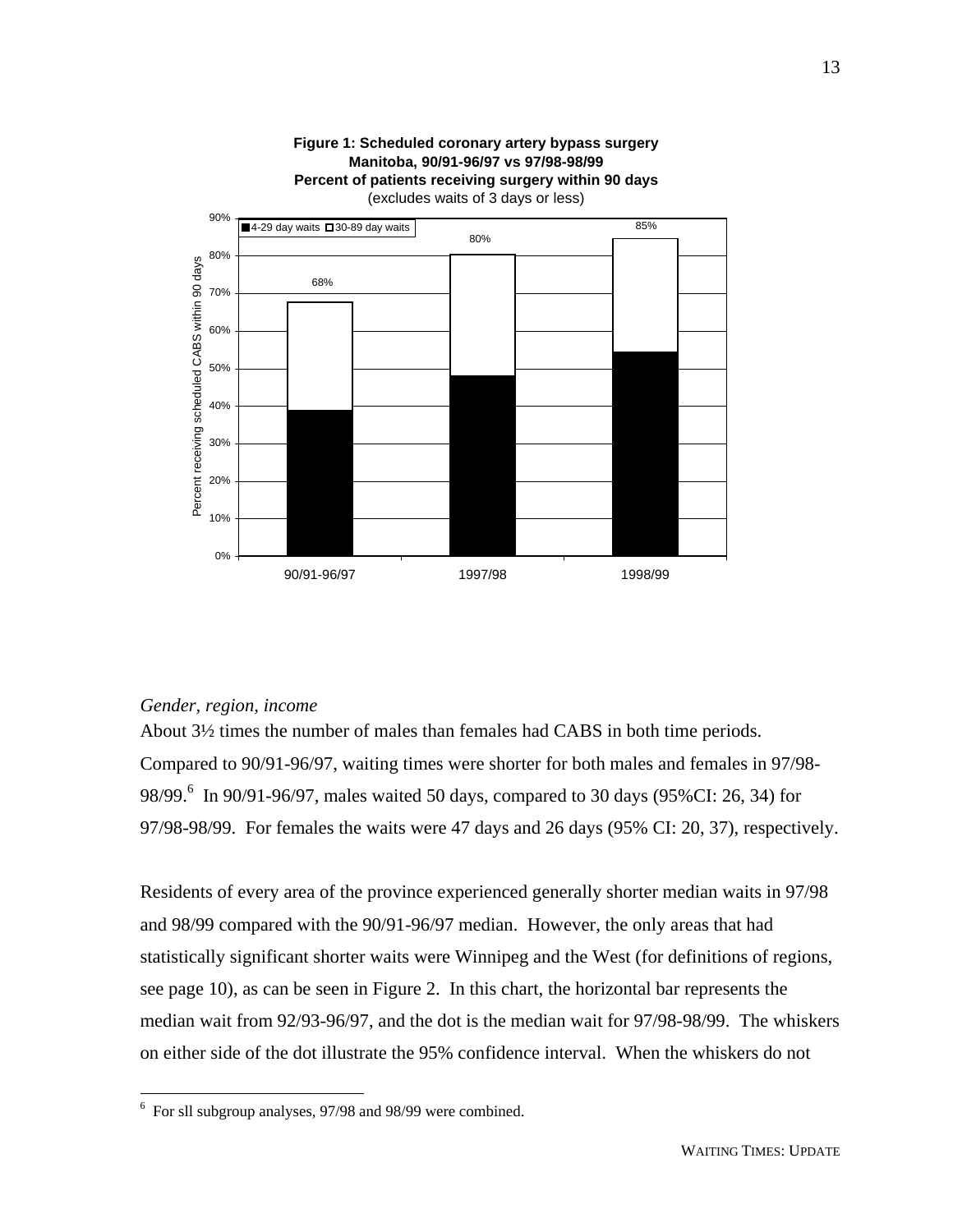**Figure 1: Scheduled coronary artery bypass surgery Manitoba, 90/91-96/97 vs 97/98-98/99 Percent of patients receiving surgery within 90 days**
(excludes waits of 3 days or less)

| Period | 4-29 day waits | 30-89 day waits | Total within 90 days |
|---|---|---|---|
| 90/91-96/97 | | | 68% |
| 1997/98 | | | 80% |
| 1998/99 | | | 85% |

*Gender, region, income*

About 3½ times the number of males than females had CABS in both time periods. Compared to 90/91-96/97, waiting times were shorter for both males and females in 97/98-98/99.[6] In 90/91-96/97, males waited 50 days, compared to 30 days (95%CI: 26, 34) for 97/98-98/99. For females the waits were 47 days and 26 days (95% CI: 20, 37), respectively.

Residents of every area of the province experienced generally shorter median waits in 97/98 and 98/99 compared with the 90/91-96/97 median. However, the only areas that had statistically significant shorter waits were Winnipeg and the West (for definitions of regions, see page 10), as can be seen in Figure 2. In this chart, the horizontal bar represents the median wait from 92/93-96/97, and the dot is the median wait for 97/98-98/99. The whiskers on either side of the dot illustrate the 95% confidence interval. When the whiskers do not

[6] For sll subgroup analyses, 97/98 and 98/99 were combined.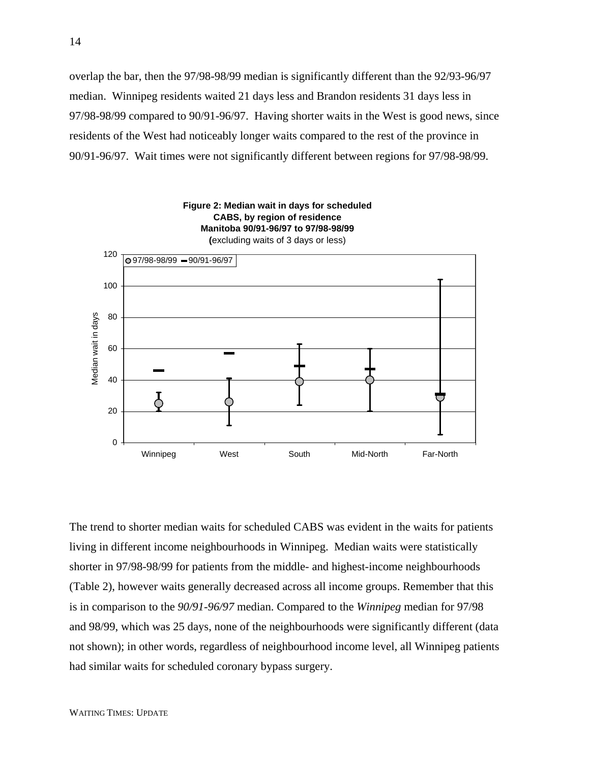overlap the bar, then the 97/98-98/99 median is significantly different than the 92/93-96/97 median. Winnipeg residents waited 21 days less and Brandon residents 31 days less in 97/98-98/99 compared to 90/91-96/97. Having shorter waits in the West is good news, since residents of the West had noticeably longer waits compared to the rest of the province in 90/91-96/97. Wait times were not significantly different between regions for 97/98-98/99.

**Figure 2: Median wait in days for scheduled CABS, by region of residence Manitoba 90/91-96/97 to 97/98-98/99**
**(**excluding waits of 3 days or less)

The trend to shorter median waits for scheduled CABS was evident in the waits for patients living in different income neighbourhoods in Winnipeg. Median waits were statistically shorter in 97/98-98/99 for patients from the middle- and highest-income neighbourhoods (Table 2), however waits generally decreased across all income groups. Remember that this is in comparison to the *90/91-96/97* median. Compared to the *Winnipeg* median for 97/98 and 98/99, which was 25 days, none of the neighbourhoods were significantly different (data not shown); in other words, regardless of neighbourhood income level, all Winnipeg patients had similar waits for scheduled coronary bypass surgery.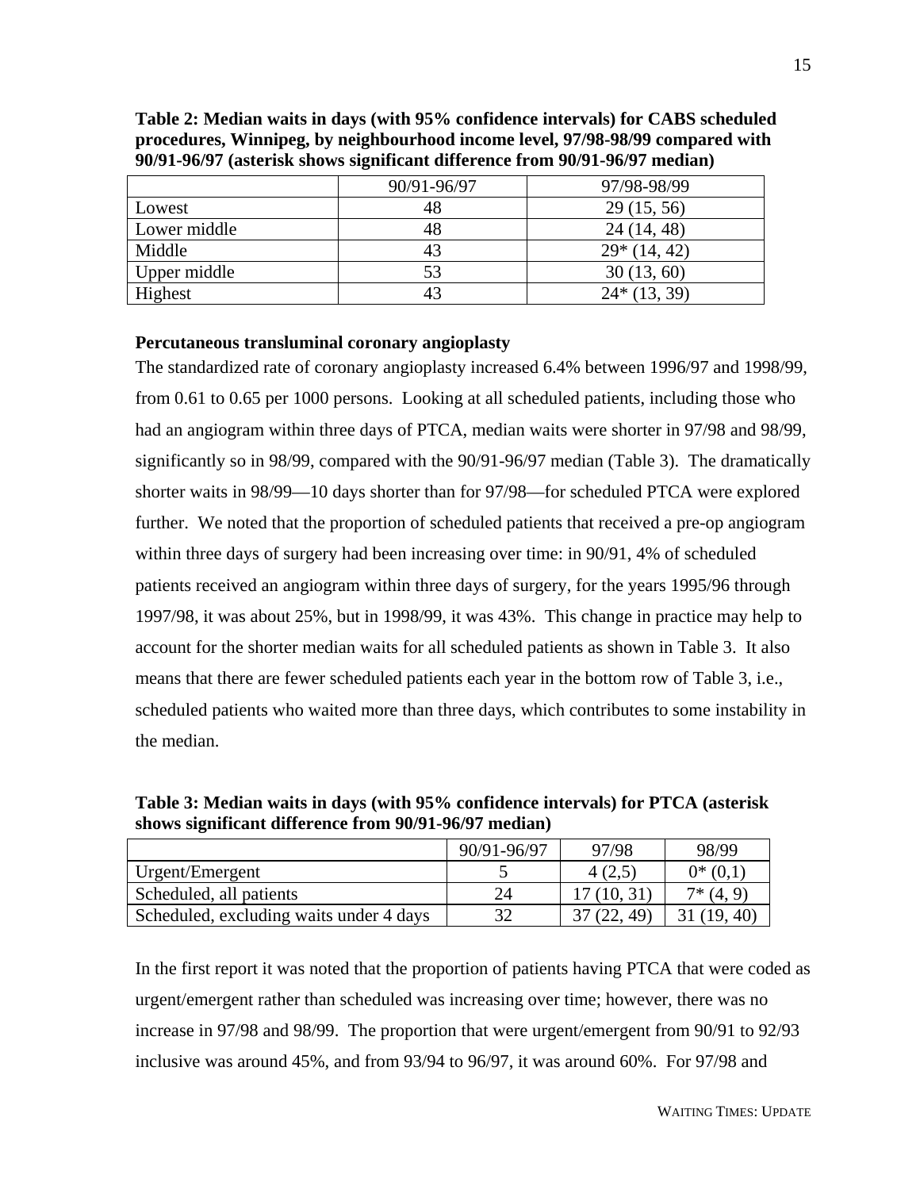**Table 2: Median waits in days (with 95% confidence intervals) for CABS scheduled procedures, Winnipeg, by neighbourhood income level, 97/98-98/99 compared with 90/91-96/97 (asterisk shows significant difference from 90/91-96/97 median)**

| | 90/91-96/97 | 97/98-98/99 |
|---|---|---|
| Lowest | 48 | 29 (15, 56) |
| Lower middle | 48 | 24 (14, 48) |
| Middle | 43 | 29* (14, 42) |
| Upper middle | 53 | 30 (13, 60) |
| Highest | 43 | 24* (13, 39) |

**Percutaneous transluminal coronary angioplasty**

The standardized rate of coronary angioplasty increased 6.4% between 1996/97 and 1998/99, from 0.61 to 0.65 per 1000 persons. Looking at all scheduled patients, including those who had an angiogram within three days of PTCA, median waits were shorter in 97/98 and 98/99, significantly so in 98/99, compared with the 90/91-96/97 median (Table 3). The dramatically shorter waits in 98/99—10 days shorter than for 97/98—for scheduled PTCA were explored further. We noted that the proportion of scheduled patients that received a pre-op angiogram within three days of surgery had been increasing over time: in 90/91, 4% of scheduled patients received an angiogram within three days of surgery, for the years 1995/96 through 1997/98, it was about 25%, but in 1998/99, it was 43%. This change in practice may help to account for the shorter median waits for all scheduled patients as shown in Table 3. It also means that there are fewer scheduled patients each year in the bottom row of Table 3, i.e., scheduled patients who waited more than three days, which contributes to some instability in the median.

**Table 3: Median waits in days (with 95% confidence intervals) for PTCA (asterisk shows significant difference from 90/91-96/97 median)**

| | 90/91-96/97 | 97/98 | 98/99 |
|---|---|---|---|
| Urgent/Emergent | 5 | 4 (2,5) | 0* (0,1) |
| Scheduled, all patients | 24 | 17 (10, 31) | 7* (4, 9) |
| Scheduled, excluding waits under 4 days | 32 | 37 (22, 49) | 31 (19, 40) |

In the first report it was noted that the proportion of patients having PTCA that were coded as urgent/emergent rather than scheduled was increasing over time; however, there was no increase in 97/98 and 98/99. The proportion that were urgent/emergent from 90/91 to 92/93 inclusive was around 45%, and from 93/94 to 96/97, it was around 60%. For 97/98 and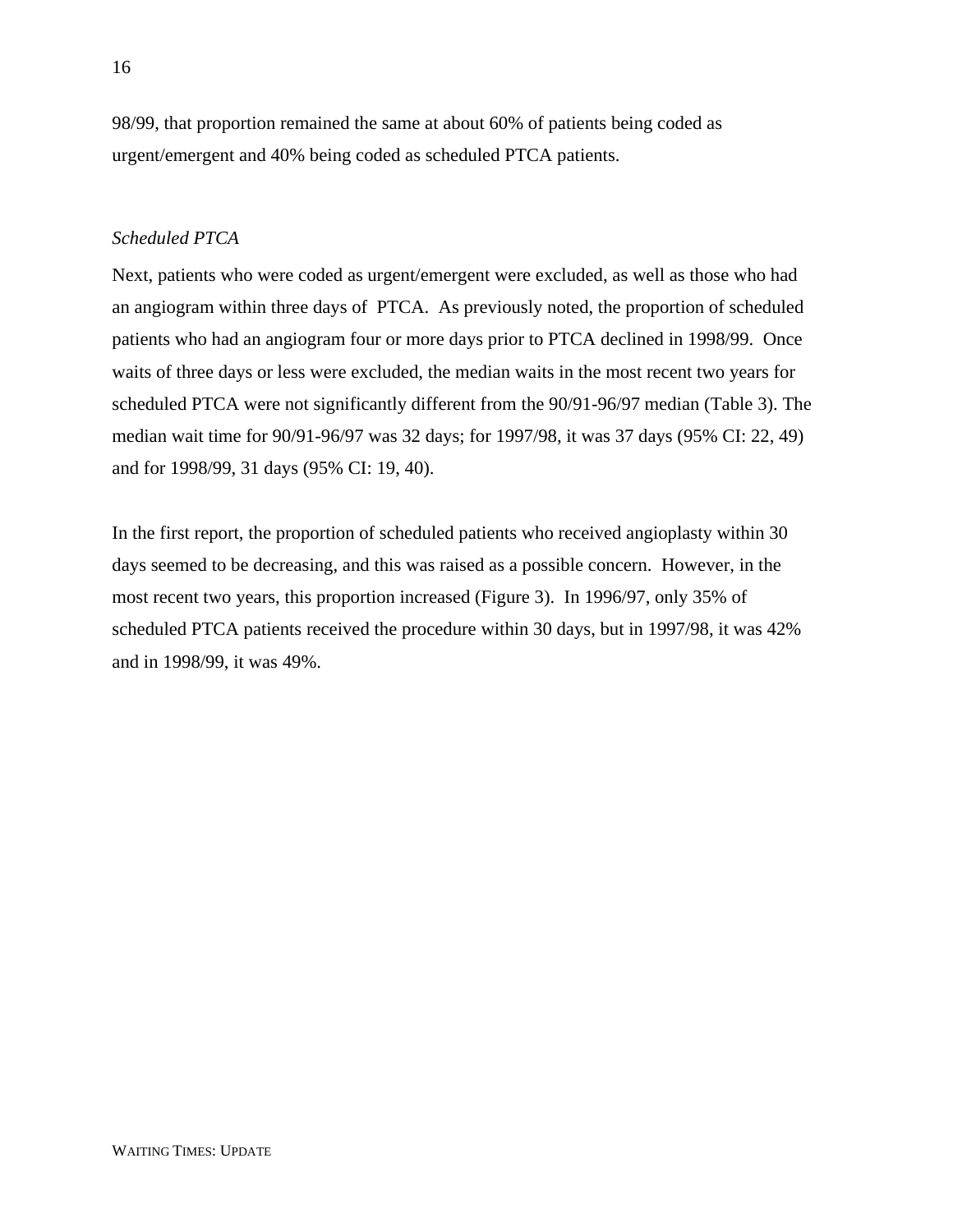98/99, that proportion remained the same at about 60% of patients being coded as urgent/emergent and 40% being coded as scheduled PTCA patients.

*Scheduled PTCA*

Next, patients who were coded as urgent/emergent were excluded, as well as those who had an angiogram within three days of PTCA. As previously noted, the proportion of scheduled patients who had an angiogram four or more days prior to PTCA declined in 1998/99. Once waits of three days or less were excluded, the median waits in the most recent two years for scheduled PTCA were not significantly different from the 90/91-96/97 median (Table 3). The median wait time for 90/91-96/97 was 32 days; for 1997/98, it was 37 days (95% CI: 22, 49) and for 1998/99, 31 days (95% CI: 19, 40).

In the first report, the proportion of scheduled patients who received angioplasty within 30 days seemed to be decreasing, and this was raised as a possible concern. However, in the most recent two years, this proportion increased (Figure 3). In 1996/97, only 35% of scheduled PTCA patients received the procedure within 30 days, but in 1997/98, it was 42% and in 1998/99, it was 49%.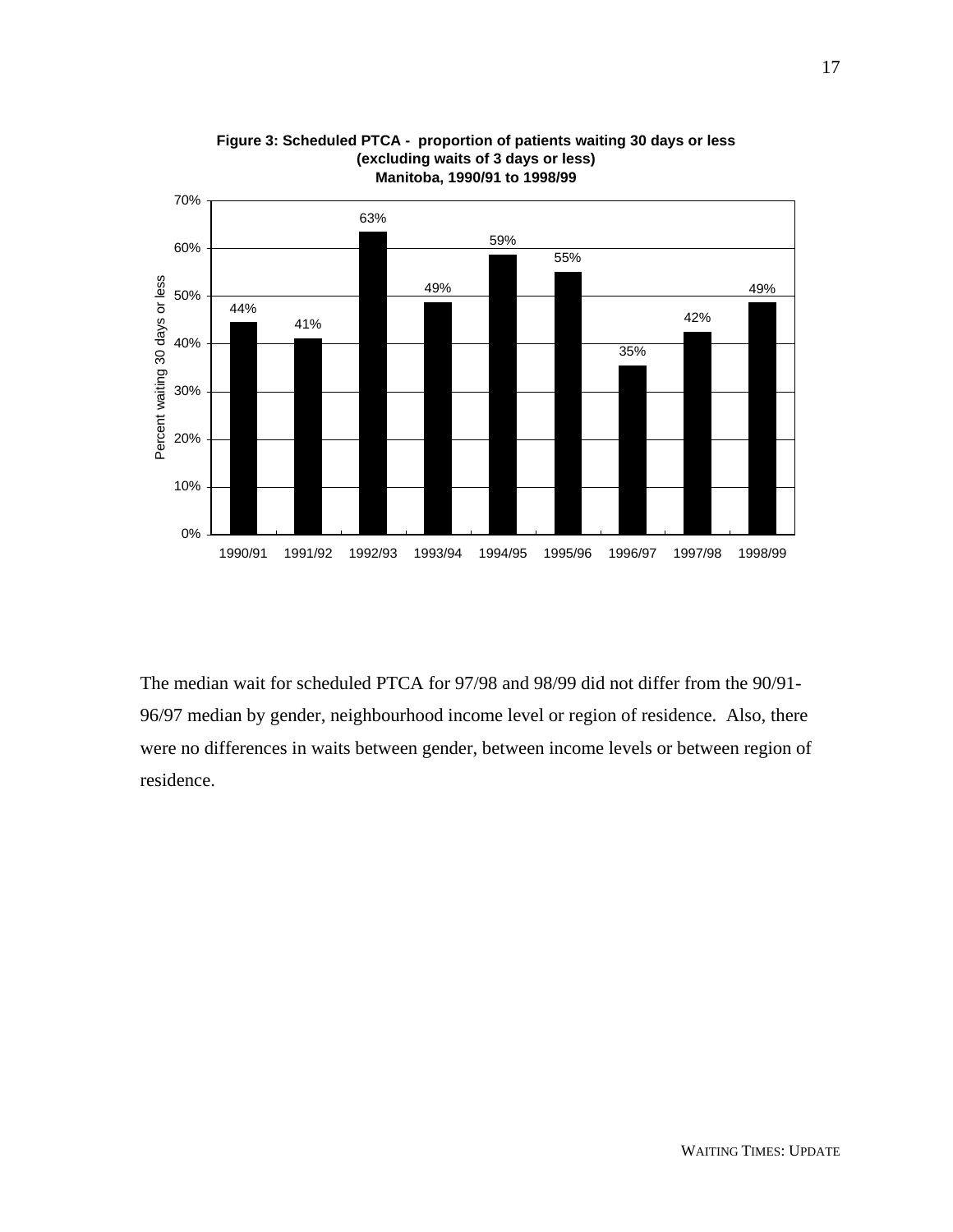**Figure 3: Scheduled PTCA - proportion of patients waiting 30 days or less (excluding waits of 3 days or less) Manitoba, 1990/91 to 1998/99**

| Year | Percent waiting 30 days or less |
|---|---|
| 1990/91 | 44% |
| 1991/92 | 41% |
| 1992/93 | 63% |
| 1993/94 | 49% |
| 1994/95 | 59% |
| 1995/96 | 55% |
| 1996/97 | 35% |
| 1997/98 | 42% |
| 1998/99 | 49% |

The median wait for scheduled PTCA for 97/98 and 98/99 did not differ from the 90/91-96/97 median by gender, neighbourhood income level or region of residence. Also, there were no differences in waits between gender, between income levels or between region of residence.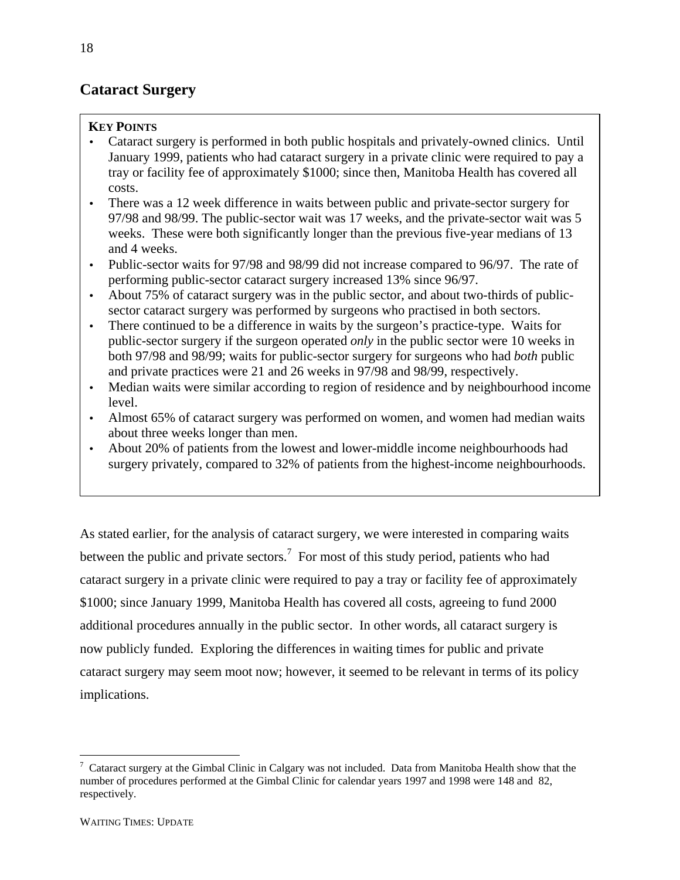## Cataract Surgery

**KEY POINTS**

- Cataract surgery is performed in both public hospitals and privately-owned clinics. Until January 1999, patients who had cataract surgery in a private clinic were required to pay a tray or facility fee of approximately $1000; since then, Manitoba Health has covered all costs.
- There was a 12 week difference in waits between public and private-sector surgery for 97/98 and 98/99. The public-sector wait was 17 weeks, and the private-sector wait was 5 weeks. These were both significantly longer than the previous five-year medians of 13 and 4 weeks.
- Public-sector waits for 97/98 and 98/99 did not increase compared to 96/97. The rate of performing public-sector cataract surgery increased 13% since 96/97.
- About 75% of cataract surgery was in the public sector, and about two-thirds of public-sector cataract surgery was performed by surgeons who practised in both sectors.
- There continued to be a difference in waits by the surgeon's practice-type. Waits for public-sector surgery if the surgeon operated *only* in the public sector were 10 weeks in both 97/98 and 98/99; waits for public-sector surgery for surgeons who had *both* public and private practices were 21 and 26 weeks in 97/98 and 98/99, respectively.
- Median waits were similar according to region of residence and by neighbourhood income level.
- Almost 65% of cataract surgery was performed on women, and women had median waits about three weeks longer than men.
- About 20% of patients from the lowest and lower-middle income neighbourhoods had surgery privately, compared to 32% of patients from the highest-income neighbourhoods.

As stated earlier, for the analysis of cataract surgery, we were interested in comparing waits between the public and private sectors.[7] For most of this study period, patients who had cataract surgery in a private clinic were required to pay a tray or facility fee of approximately $1000; since January 1999, Manitoba Health has covered all costs, agreeing to fund 2000 additional procedures annually in the public sector. In other words, all cataract surgery is now publicly funded. Exploring the differences in waiting times for public and private cataract surgery may seem moot now; however, it seemed to be relevant in terms of its policy implications.

[7] Cataract surgery at the Gimbal Clinic in Calgary was not included. Data from Manitoba Health show that the number of procedures performed at the Gimbal Clinic for calendar years 1997 and 1998 were 148 and 82, respectively.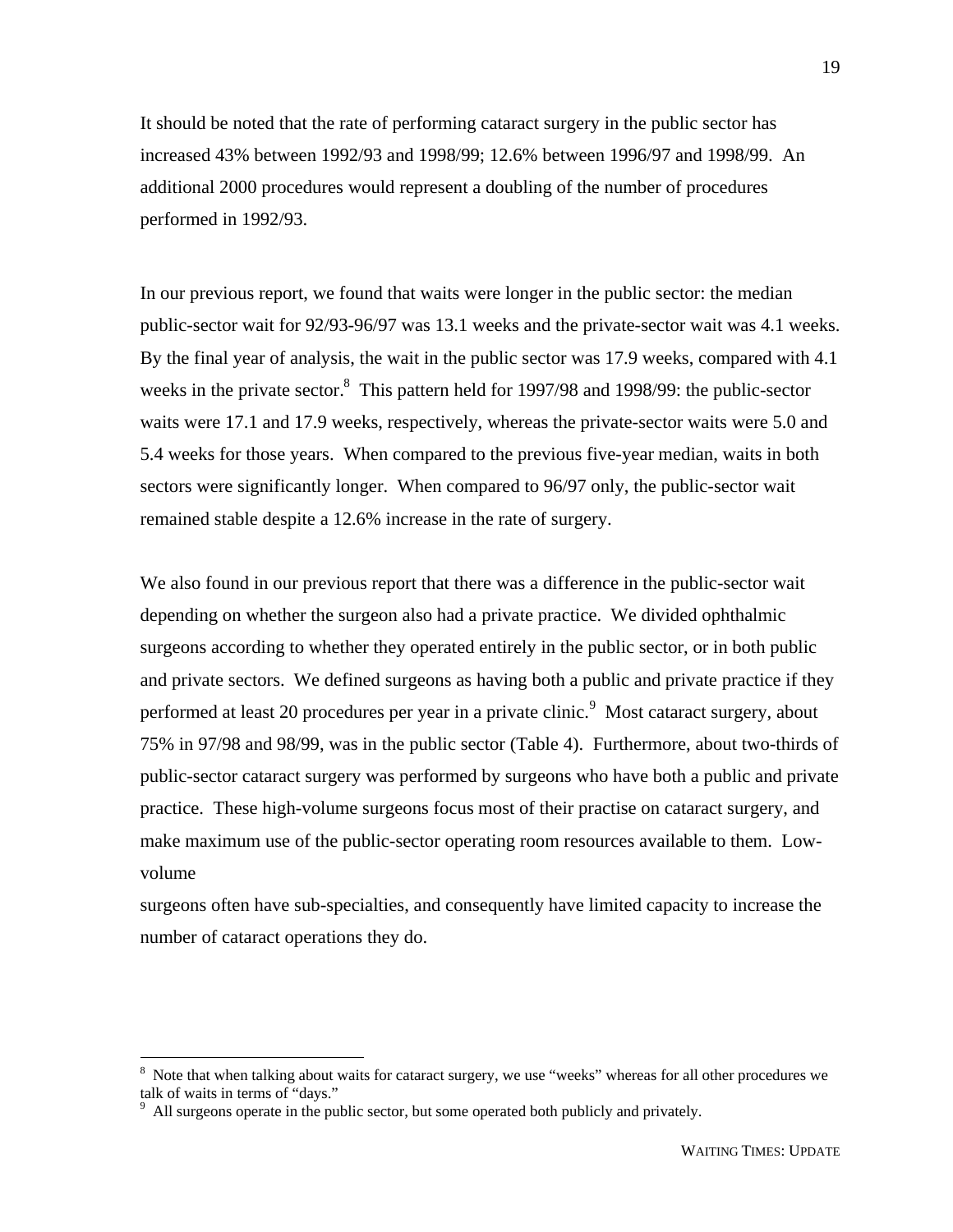It should be noted that the rate of performing cataract surgery in the public sector has increased 43% between 1992/93 and 1998/99; 12.6% between 1996/97 and 1998/99. An additional 2000 procedures would represent a doubling of the number of procedures performed in 1992/93.

In our previous report, we found that waits were longer in the public sector: the median public-sector wait for 92/93-96/97 was 13.1 weeks and the private-sector wait was 4.1 weeks. By the final year of analysis, the wait in the public sector was 17.9 weeks, compared with 4.1 weeks in the private sector.[8] This pattern held for 1997/98 and 1998/99: the public-sector waits were 17.1 and 17.9 weeks, respectively, whereas the private-sector waits were 5.0 and 5.4 weeks for those years. When compared to the previous five-year median, waits in both sectors were significantly longer. When compared to 96/97 only, the public-sector wait remained stable despite a 12.6% increase in the rate of surgery.

We also found in our previous report that there was a difference in the public-sector wait depending on whether the surgeon also had a private practice. We divided ophthalmic surgeons according to whether they operated entirely in the public sector, or in both public and private sectors. We defined surgeons as having both a public and private practice if they performed at least 20 procedures per year in a private clinic.[9] Most cataract surgery, about 75% in 97/98 and 98/99, was in the public sector (Table 4). Furthermore, about two-thirds of public-sector cataract surgery was performed by surgeons who have both a public and private practice. These high-volume surgeons focus most of their practise on cataract surgery, and make maximum use of the public-sector operating room resources available to them. Low-volume surgeons often have sub-specialties, and consequently have limited capacity to increase the number of cataract operations they do.

---

[8] Note that when talking about waits for cataract surgery, we use "weeks" whereas for all other procedures we talk of waits in terms of "days."

[9] All surgeons operate in the public sector, but some operated both publicly and privately.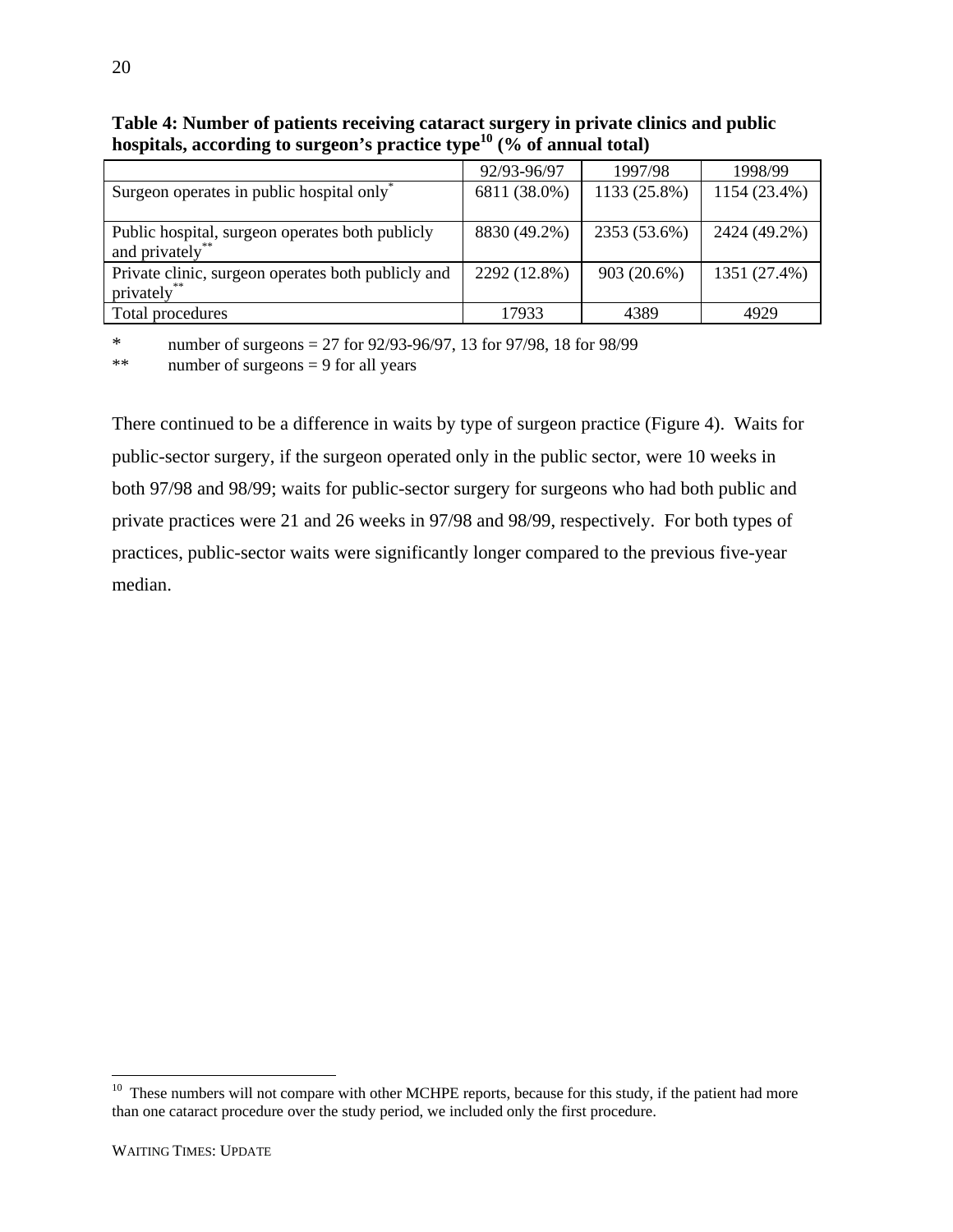**Table 4: Number of patients receiving cataract surgery in private clinics and public hospitals, according to surgeon's practice type[10] (% of annual total)**

| | 92/93-96/97 | 1997/98 | 1998/99 |
|---|---|---|---|
| Surgeon operates in public hospital only* | 6811 (38.0%) | 1133 (25.8%) | 1154 (23.4%) |
| Public hospital, surgeon operates both publicly and privately** | 8830 (49.2%) | 2353 (53.6%) | 2424 (49.2%) |
| Private clinic, surgeon operates both publicly and privately** | 2292 (12.8%) | 903 (20.6%) | 1351 (27.4%) |
| Total procedures | 17933 | 4389 | 4929 |

\* number of surgeons = 27 for 92/93-96/97, 13 for 97/98, 18 for 98/99

\*\* number of surgeons = 9 for all years

There continued to be a difference in waits by type of surgeon practice (Figure 4). Waits for public-sector surgery, if the surgeon operated only in the public sector, were 10 weeks in both 97/98 and 98/99; waits for public-sector surgery for surgeons who had both public and private practices were 21 and 26 weeks in 97/98 and 98/99, respectively. For both types of practices, public-sector waits were significantly longer compared to the previous five-year median.

[10] These numbers will not compare with other MCHPE reports, because for this study, if the patient had more than one cataract procedure over the study period, we included only the first procedure.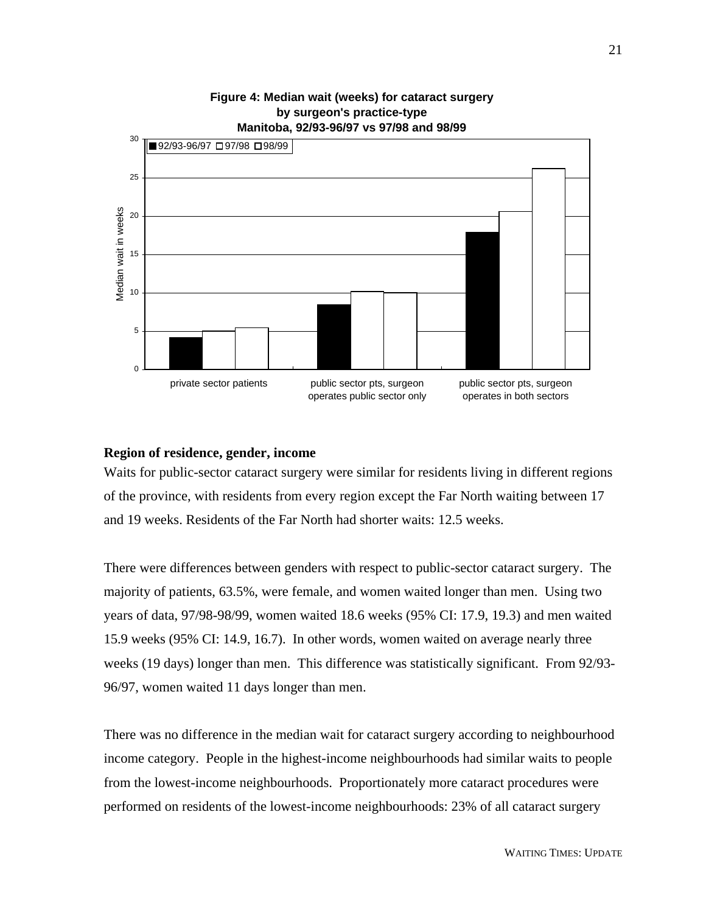**Figure 4: Median wait (weeks) for cataract surgery by surgeon's practice-type Manitoba, 92/93-96/97 vs 97/98 and 98/99**

### Region of residence, gender, income

Waits for public-sector cataract surgery were similar for residents living in different regions of the province, with residents from every region except the Far North waiting between 17 and 19 weeks. Residents of the Far North had shorter waits: 12.5 weeks.

There were differences between genders with respect to public-sector cataract surgery. The majority of patients, 63.5%, were female, and women waited longer than men. Using two years of data, 97/98-98/99, women waited 18.6 weeks (95% CI: 17.9, 19.3) and men waited 15.9 weeks (95% CI: 14.9, 16.7). In other words, women waited on average nearly three weeks (19 days) longer than men. This difference was statistically significant. From 92/93-96/97, women waited 11 days longer than men.

There was no difference in the median wait for cataract surgery according to neighbourhood income category. People in the highest-income neighbourhoods had similar waits to people from the lowest-income neighbourhoods. Proportionately more cataract procedures were performed on residents of the lowest-income neighbourhoods: 23% of all cataract surgery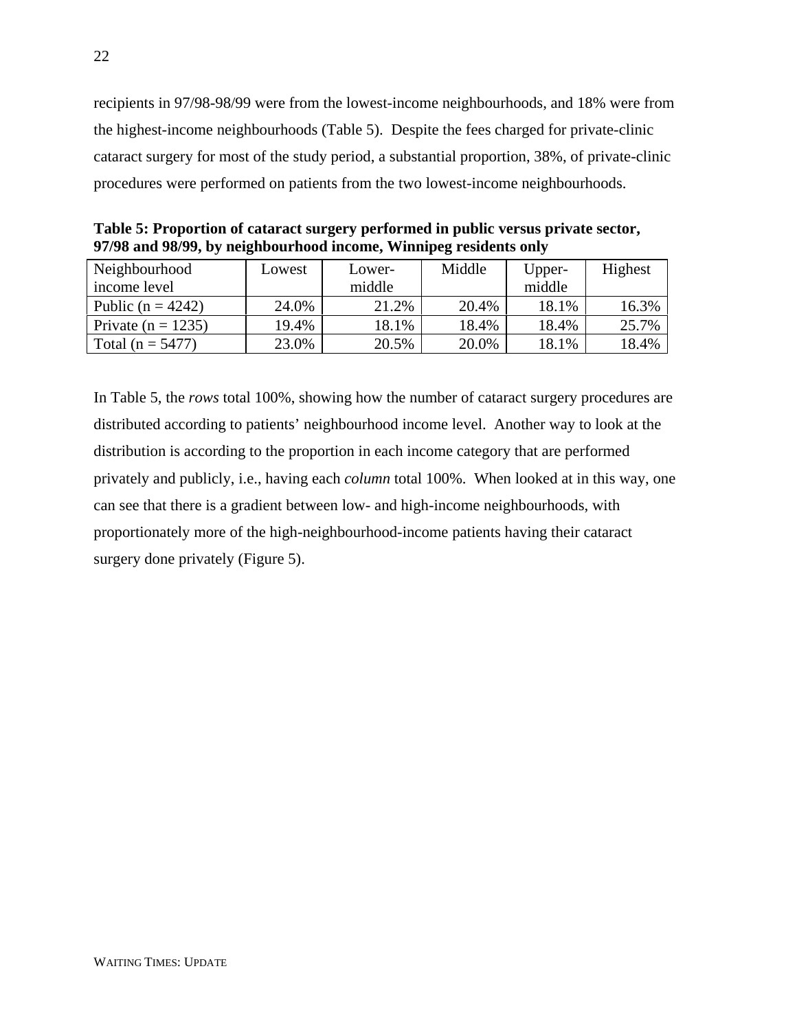recipients in 97/98-98/99 were from the lowest-income neighbourhoods, and 18% were from the highest-income neighbourhoods (Table 5). Despite the fees charged for private-clinic cataract surgery for most of the study period, a substantial proportion, 38%, of private-clinic procedures were performed on patients from the two lowest-income neighbourhoods.

**Table 5: Proportion of cataract surgery performed in public versus private sector, 97/98 and 98/99, by neighbourhood income, Winnipeg residents only**

| Neighbourhood income level | Lowest | Lower-middle | Middle | Upper-middle | Highest |
|---|---|---|---|---|---|
| Public (n = 4242) | 24.0% | 21.2% | 20.4% | 18.1% | 16.3% |
| Private (n = 1235) | 19.4% | 18.1% | 18.4% | 18.4% | 25.7% |
| Total (n = 5477) | 23.0% | 20.5% | 20.0% | 18.1% | 18.4% |

In Table 5, the *rows* total 100%, showing how the number of cataract surgery procedures are distributed according to patients' neighbourhood income level. Another way to look at the distribution is according to the proportion in each income category that are performed privately and publicly, i.e., having each *column* total 100%. When looked at in this way, one can see that there is a gradient between low- and high-income neighbourhoods, with proportionately more of the high-neighbourhood-income patients having their cataract surgery done privately (Figure 5).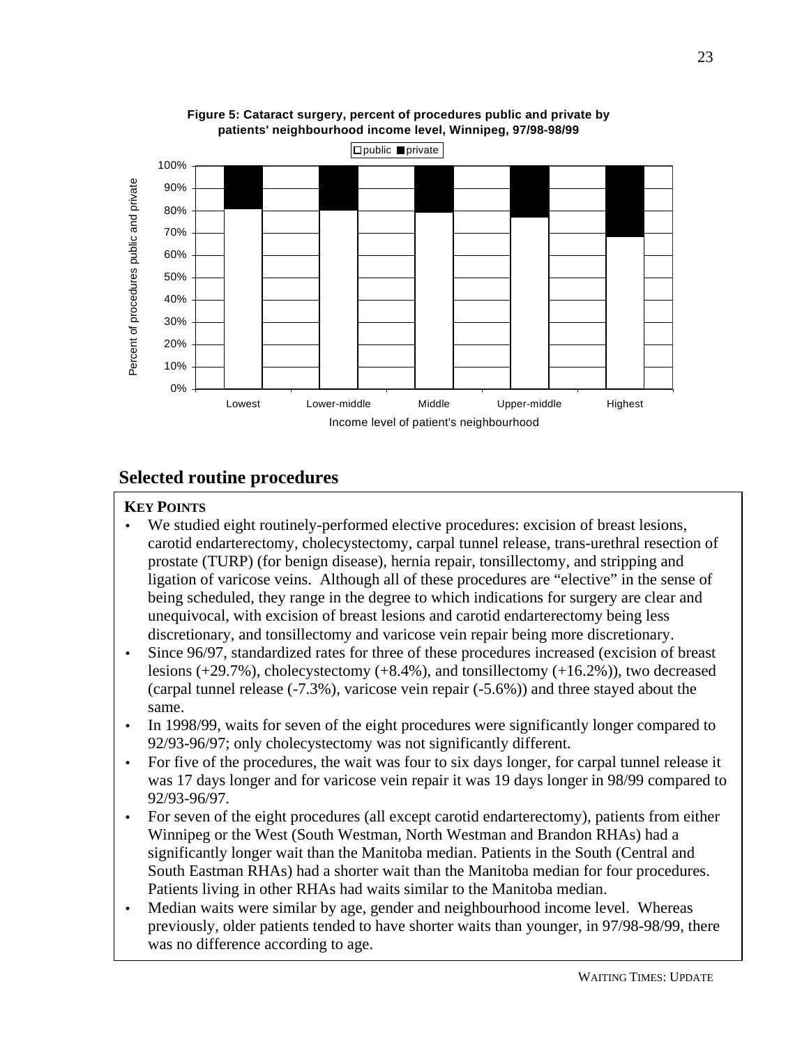**Figure 5: Cataract surgery, percent of procedures public and private by patients' neighbourhood income level, Winnipeg, 97/98-98/99**

## Selected routine procedures

**KEY POINTS**

- We studied eight routinely-performed elective procedures: excision of breast lesions, carotid endarterectomy, cholecystectomy, carpal tunnel release, trans-urethral resection of prostate (TURP) (for benign disease), hernia repair, tonsillectomy, and stripping and ligation of varicose veins. Although all of these procedures are "elective" in the sense of being scheduled, they range in the degree to which indications for surgery are clear and unequivocal, with excision of breast lesions and carotid endarterectomy being less discretionary, and tonsillectomy and varicose vein repair being more discretionary.
- Since 96/97, standardized rates for three of these procedures increased (excision of breast lesions (+29.7%), cholecystectomy (+8.4%), and tonsillectomy (+16.2%)), two decreased (carpal tunnel release (-7.3%), varicose vein repair (-5.6%)) and three stayed about the same.
- In 1998/99, waits for seven of the eight procedures were significantly longer compared to 92/93-96/97; only cholecystectomy was not significantly different.
- For five of the procedures, the wait was four to six days longer, for carpal tunnel release it was 17 days longer and for varicose vein repair it was 19 days longer in 98/99 compared to 92/93-96/97.
- For seven of the eight procedures (all except carotid endarterectomy), patients from either Winnipeg or the West (South Westman, North Westman and Brandon RHAs) had a significantly longer wait than the Manitoba median. Patients in the South (Central and South Eastman RHAs) had a shorter wait than the Manitoba median for four procedures. Patients living in other RHAs had waits similar to the Manitoba median.
- Median waits were similar by age, gender and neighbourhood income level. Whereas previously, older patients tended to have shorter waits than younger, in 97/98-98/99, there was no difference according to age.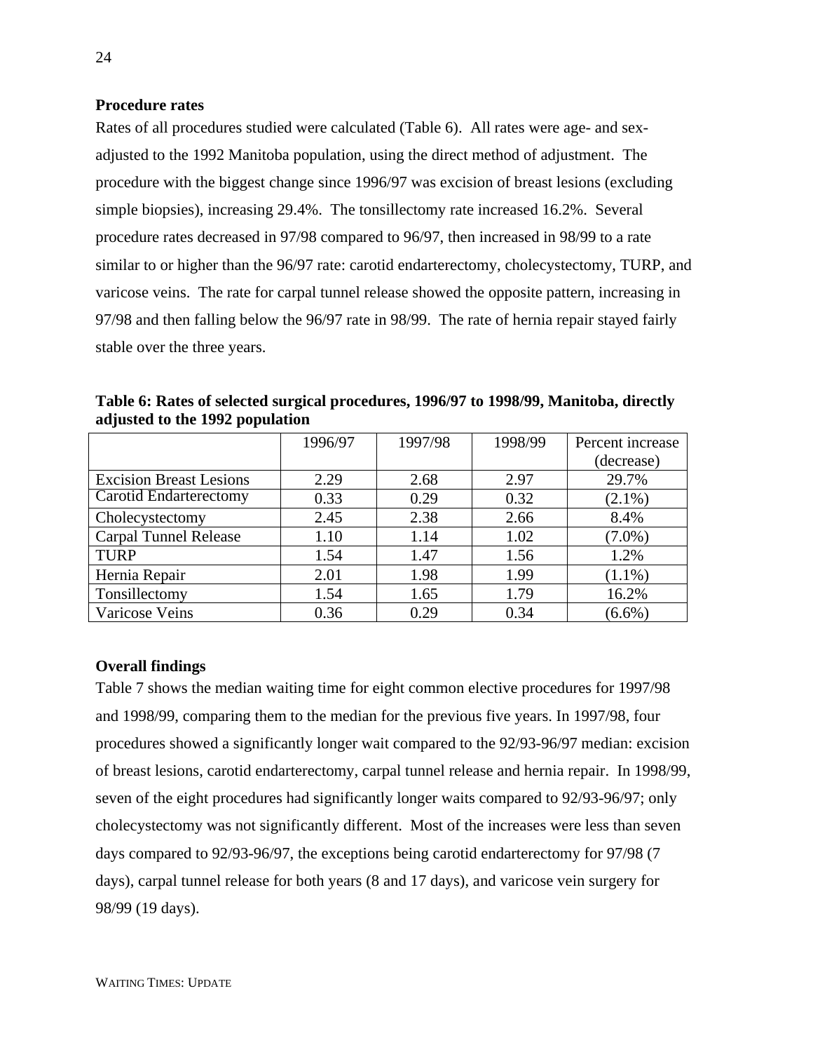**Procedure rates**

Rates of all procedures studied were calculated (Table 6). All rates were age- and sex-adjusted to the 1992 Manitoba population, using the direct method of adjustment. The procedure with the biggest change since 1996/97 was excision of breast lesions (excluding simple biopsies), increasing 29.4%. The tonsillectomy rate increased 16.2%. Several procedure rates decreased in 97/98 compared to 96/97, then increased in 98/99 to a rate similar to or higher than the 96/97 rate: carotid endarterectomy, cholecystectomy, TURP, and varicose veins. The rate for carpal tunnel release showed the opposite pattern, increasing in 97/98 and then falling below the 96/97 rate in 98/99. The rate of hernia repair stayed fairly stable over the three years.

**Table 6: Rates of selected surgical procedures, 1996/97 to 1998/99, Manitoba, directly adjusted to the 1992 population**

| | 1996/97 | 1997/98 | 1998/99 | Percent increase (decrease) |
|---|---|---|---|---|
| Excision Breast Lesions | 2.29 | 2.68 | 2.97 | 29.7% |
| Carotid Endarterectomy | 0.33 | 0.29 | 0.32 | (2.1%) |
| Cholecystectomy | 2.45 | 2.38 | 2.66 | 8.4% |
| Carpal Tunnel Release | 1.10 | 1.14 | 1.02 | (7.0%) |
| TURP | 1.54 | 1.47 | 1.56 | 1.2% |
| Hernia Repair | 2.01 | 1.98 | 1.99 | (1.1%) |
| Tonsillectomy | 1.54 | 1.65 | 1.79 | 16.2% |
| Varicose Veins | 0.36 | 0.29 | 0.34 | (6.6%) |

**Overall findings**

Table 7 shows the median waiting time for eight common elective procedures for 1997/98 and 1998/99, comparing them to the median for the previous five years. In 1997/98, four procedures showed a significantly longer wait compared to the 92/93-96/97 median: excision of breast lesions, carotid endarterectomy, carpal tunnel release and hernia repair. In 1998/99, seven of the eight procedures had significantly longer waits compared to 92/93-96/97; only cholecystectomy was not significantly different. Most of the increases were less than seven days compared to 92/93-96/97, the exceptions being carotid endarterectomy for 97/98 (7 days), carpal tunnel release for both years (8 and 17 days), and varicose vein surgery for 98/99 (19 days).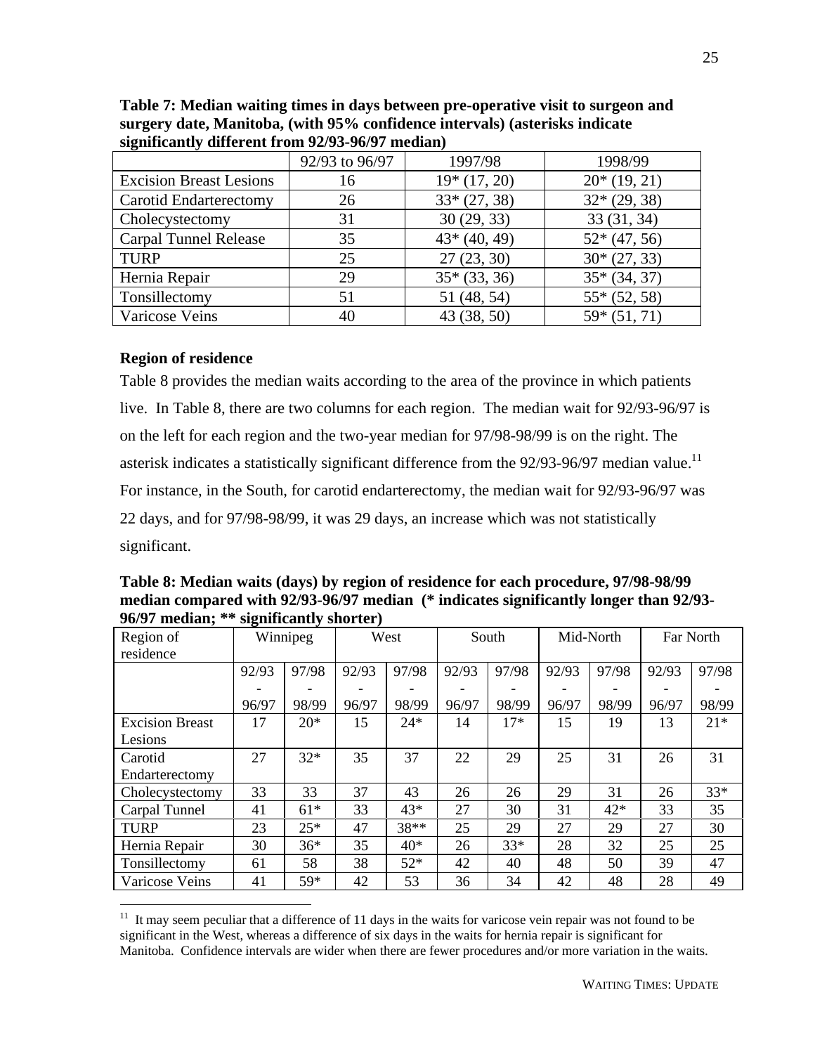**Table 7: Median waiting times in days between pre-operative visit to surgeon and surgery date, Manitoba, (with 95% confidence intervals) (asterisks indicate significantly different from 92/93-96/97 median)**

| | 92/93 to 96/97 | 1997/98 | 1998/99 |
|---|---|---|---|
| Excision Breast Lesions | 16 | 19* (17, 20) | 20* (19, 21) |
| Carotid Endarterectomy | 26 | 33* (27, 38) | 32* (29, 38) |
| Cholecystectomy | 31 | 30 (29, 33) | 33 (31, 34) |
| Carpal Tunnel Release | 35 | 43* (40, 49) | 52* (47, 56) |
| TURP | 25 | 27 (23, 30) | 30* (27, 33) |
| Hernia Repair | 29 | 35* (33, 36) | 35* (34, 37) |
| Tonsillectomy | 51 | 51 (48, 54) | 55* (52, 58) |
| Varicose Veins | 40 | 43 (38, 50) | 59* (51, 71) |

### Region of residence

Table 8 provides the median waits according to the area of the province in which patients live. In Table 8, there are two columns for each region. The median wait for 92/93-96/97 is on the left for each region and the two-year median for 97/98-98/99 is on the right. The asterisk indicates a statistically significant difference from the 92/93-96/97 median value.[11] For instance, in the South, for carotid endarterectomy, the median wait for 92/93-96/97 was 22 days, and for 97/98-98/99, it was 29 days, an increase which was not statistically significant.

**Table 8: Median waits (days) by region of residence for each procedure, 97/98-98/99 median compared with 92/93-96/97 median (* indicates significantly longer than 92/93-96/97 median; ** significantly shorter)**

| Region of residence | Winnipeg | | West | | South | | Mid-North | | Far North | |
|---|---|---|---|---|---|---|---|---|---|---|
| | 92/93 - 96/97 | 97/98 - 98/99 | 92/93 - 96/97 | 97/98 - 98/99 | 92/93 - 96/97 | 97/98 - 98/99 | 92/93 - 96/97 | 97/98 - 98/99 | 92/93 - 96/97 | 97/98 - 98/99 |
| Excision Breast Lesions | 17 | 20* | 15 | 24* | 14 | 17* | 15 | 19 | 13 | 21* |
| Carotid Endarterectomy | 27 | 32* | 35 | 37 | 22 | 29 | 25 | 31 | 26 | 31 |
| Cholecystectomy | 33 | 33 | 37 | 43 | 26 | 26 | 29 | 31 | 26 | 33* |
| Carpal Tunnel | 41 | 61* | 33 | 43* | 27 | 30 | 31 | 42* | 33 | 35 |
| TURP | 23 | 25* | 47 | 38** | 25 | 29 | 27 | 29 | 27 | 30 |
| Hernia Repair | 30 | 36* | 35 | 40* | 26 | 33* | 28 | 32 | 25 | 25 |
| Tonsillectomy | 61 | 58 | 38 | 52* | 42 | 40 | 48 | 50 | 39 | 47 |
| Varicose Veins | 41 | 59* | 42 | 53 | 36 | 34 | 42 | 48 | 28 | 49 |

[11] It may seem peculiar that a difference of 11 days in the waits for varicose vein repair was not found to be significant in the West, whereas a difference of six days in the waits for hernia repair is significant for Manitoba. Confidence intervals are wider when there are fewer procedures and/or more variation in the waits.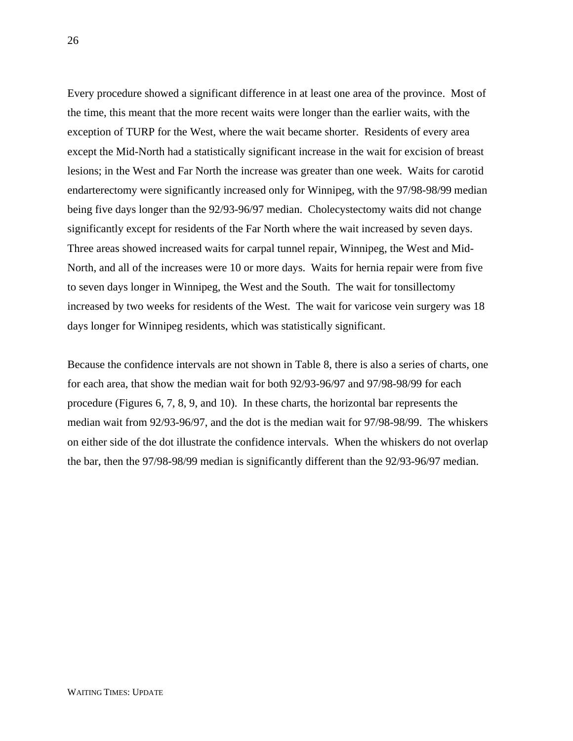Every procedure showed a significant difference in at least one area of the province. Most of the time, this meant that the more recent waits were longer than the earlier waits, with the exception of TURP for the West, where the wait became shorter. Residents of every area except the Mid-North had a statistically significant increase in the wait for excision of breast lesions; in the West and Far North the increase was greater than one week. Waits for carotid endarterectomy were significantly increased only for Winnipeg, with the 97/98-98/99 median being five days longer than the 92/93-96/97 median. Cholecystectomy waits did not change significantly except for residents of the Far North where the wait increased by seven days. Three areas showed increased waits for carpal tunnel repair, Winnipeg, the West and Mid-North, and all of the increases were 10 or more days. Waits for hernia repair were from five to seven days longer in Winnipeg, the West and the South. The wait for tonsillectomy increased by two weeks for residents of the West. The wait for varicose vein surgery was 18 days longer for Winnipeg residents, which was statistically significant.

Because the confidence intervals are not shown in Table 8, there is also a series of charts, one for each area, that show the median wait for both 92/93-96/97 and 97/98-98/99 for each procedure (Figures 6, 7, 8, 9, and 10). In these charts, the horizontal bar represents the median wait from 92/93-96/97, and the dot is the median wait for 97/98-98/99. The whiskers on either side of the dot illustrate the confidence intervals. When the whiskers do not overlap the bar, then the 97/98-98/99 median is significantly different than the 92/93-96/97 median.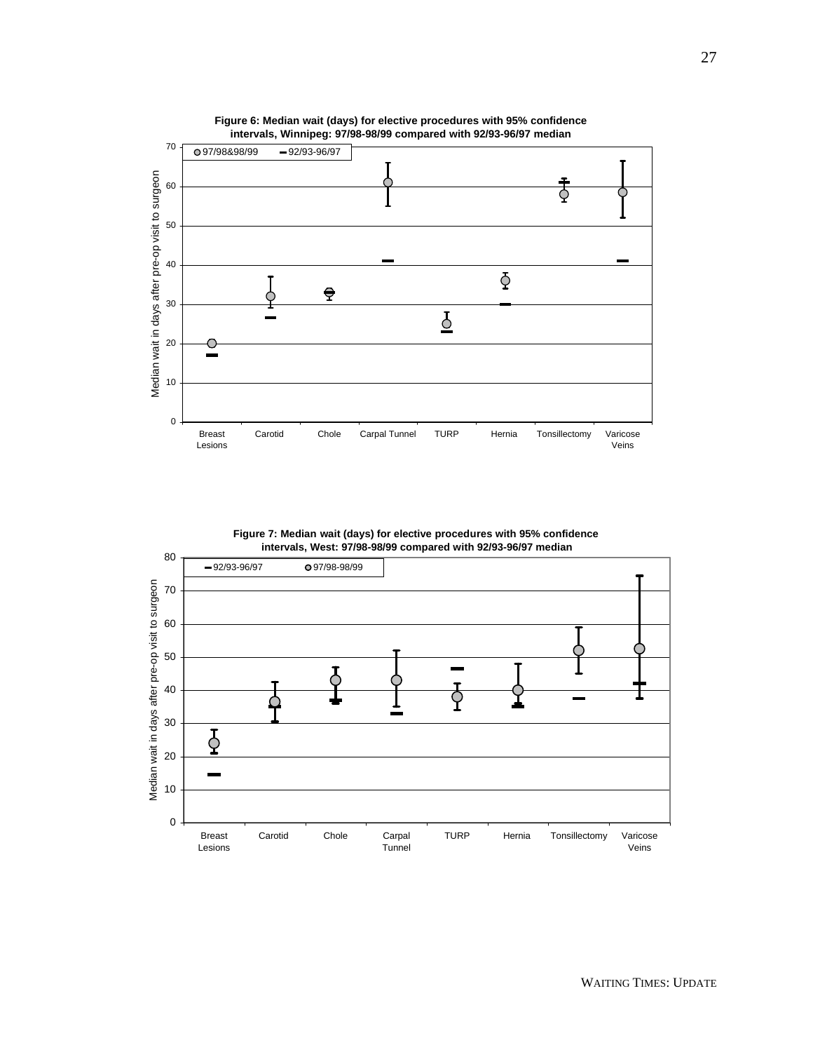**Figure 6: Median wait (days) for elective procedures with 95% confidence intervals, Winnipeg: 97/98-98/99 compared with 92/93-96/97 median**

**Figure 7: Median wait (days) for elective procedures with 95% confidence intervals, West: 97/98-98/99 compared with 92/93-96/97 median**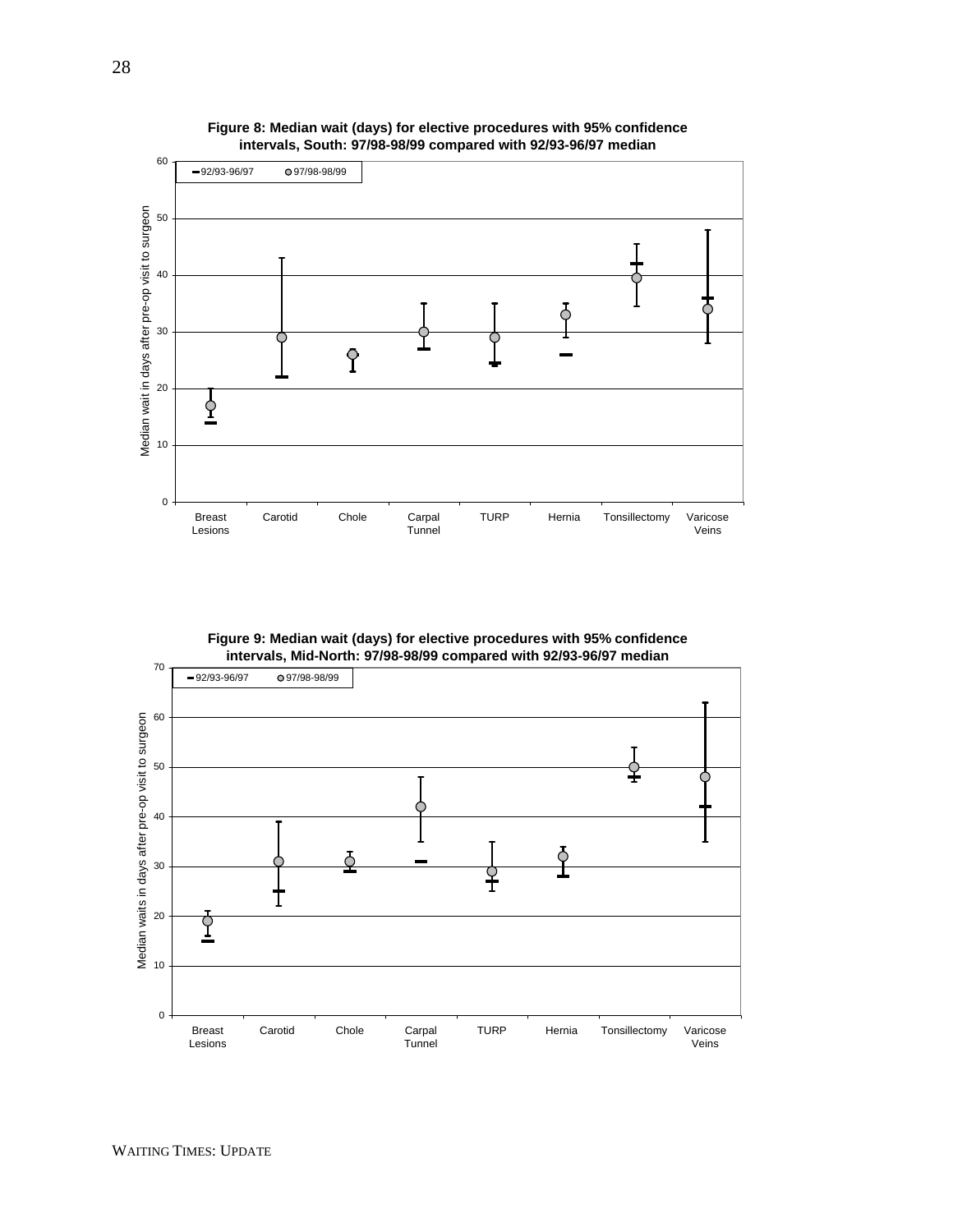**Figure 8: Median wait (days) for elective procedures with 95% confidence intervals, South: 97/98-98/99 compared with 92/93-96/97 median**

**Figure 9: Median wait (days) for elective procedures with 95% confidence intervals, Mid-North: 97/98-98/99 compared with 92/93-96/97 median**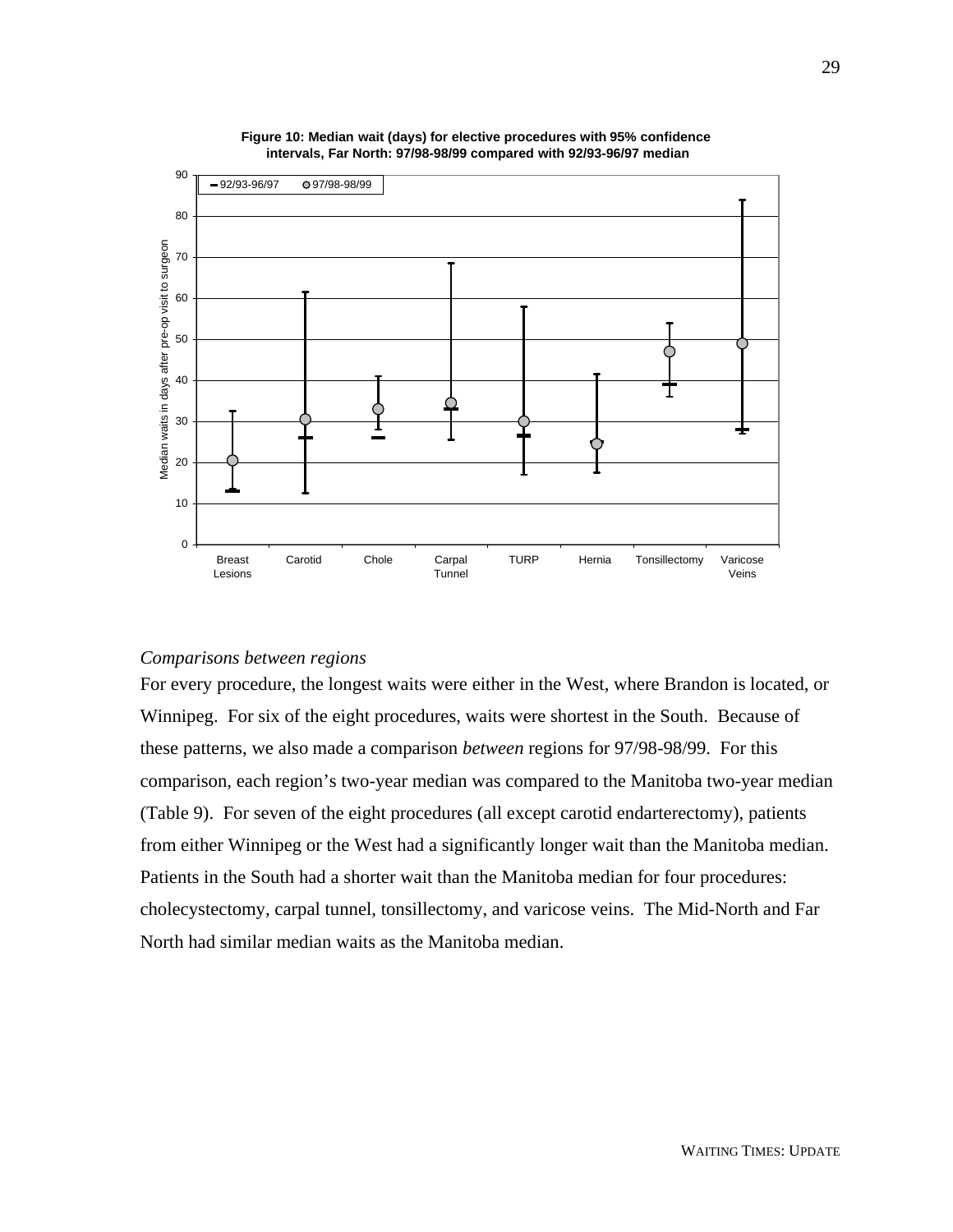**Figure 10: Median wait (days) for elective procedures with 95% confidence intervals, Far North: 97/98-98/99 compared with 92/93-96/97 median**

*Comparisons between regions*

For every procedure, the longest waits were either in the West, where Brandon is located, or Winnipeg. For six of the eight procedures, waits were shortest in the South. Because of these patterns, we also made a comparison *between* regions for 97/98-98/99. For this comparison, each region's two-year median was compared to the Manitoba two-year median (Table 9). For seven of the eight procedures (all except carotid endarterectomy), patients from either Winnipeg or the West had a significantly longer wait than the Manitoba median. Patients in the South had a shorter wait than the Manitoba median for four procedures: cholecystectomy, carpal tunnel, tonsillectomy, and varicose veins. The Mid-North and Far North had similar median waits as the Manitoba median.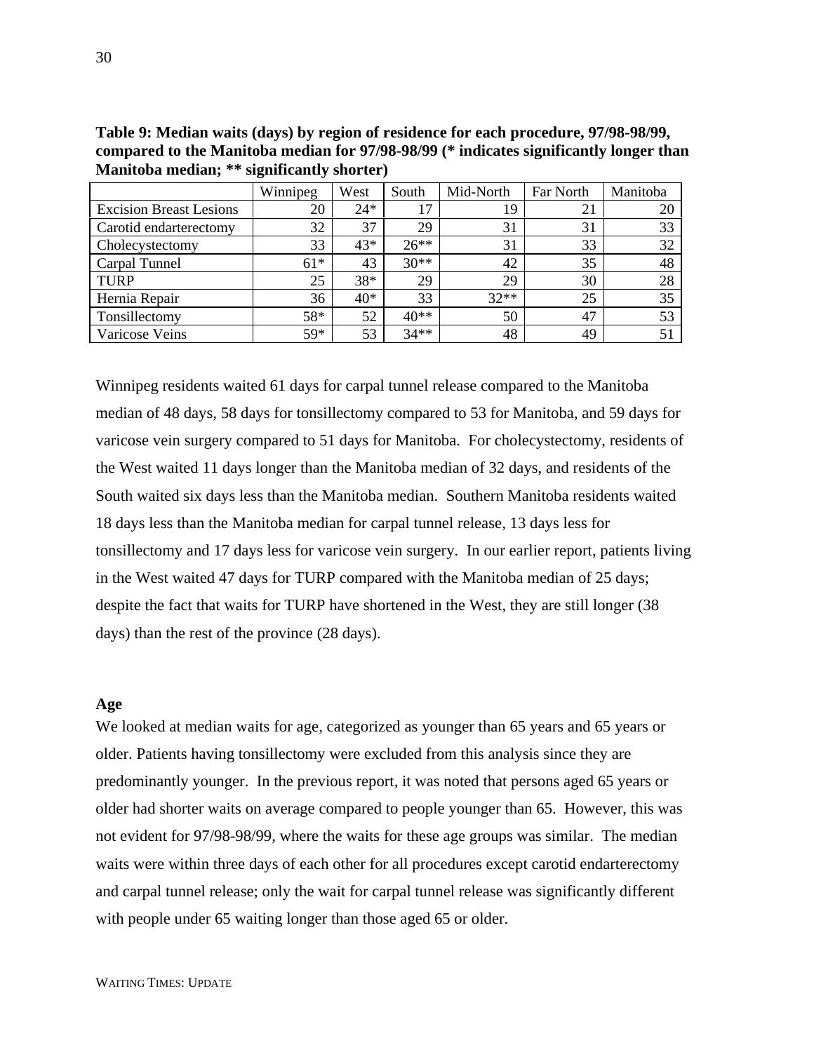**Table 9: Median waits (days) by region of residence for each procedure, 97/98-98/99, compared to the Manitoba median for 97/98-98/99 (* indicates significantly longer than Manitoba median; ** significantly shorter)**

| | Winnipeg | West | South | Mid-North | Far North | Manitoba |
|---|---|---|---|---|---|---|
| Excision Breast Lesions | 20 | 24* | 17 | 19 | 21 | 20 |
| Carotid endarterectomy | 32 | 37 | 29 | 31 | 31 | 33 |
| Cholecystectomy | 33 | 43* | 26** | 31 | 33 | 32 |
| Carpal Tunnel | 61* | 43 | 30** | 42 | 35 | 48 |
| TURP | 25 | 38* | 29 | 29 | 30 | 28 |
| Hernia Repair | 36 | 40* | 33 | 32** | 25 | 35 |
| Tonsillectomy | 58* | 52 | 40** | 50 | 47 | 53 |
| Varicose Veins | 59* | 53 | 34** | 48 | 49 | 51 |

Winnipeg residents waited 61 days for carpal tunnel release compared to the Manitoba median of 48 days, 58 days for tonsillectomy compared to 53 for Manitoba, and 59 days for varicose vein surgery compared to 51 days for Manitoba. For cholecystectomy, residents of the West waited 11 days longer than the Manitoba median of 32 days, and residents of the South waited six days less than the Manitoba median. Southern Manitoba residents waited 18 days less than the Manitoba median for carpal tunnel release, 13 days less for tonsillectomy and 17 days less for varicose vein surgery. In our earlier report, patients living in the West waited 47 days for TURP compared with the Manitoba median of 25 days; despite the fact that waits for TURP have shortened in the West, they are still longer (38 days) than the rest of the province (28 days).

**Age**

We looked at median waits for age, categorized as younger than 65 years and 65 years or older. Patients having tonsillectomy were excluded from this analysis since they are predominantly younger. In the previous report, it was noted that persons aged 65 years or older had shorter waits on average compared to people younger than 65. However, this was not evident for 97/98-98/99, where the waits for these age groups was similar. The median waits were within three days of each other for all procedures except carotid endarterectomy and carpal tunnel release; only the wait for carpal tunnel release was significantly different with people under 65 waiting longer than those aged 65 or older.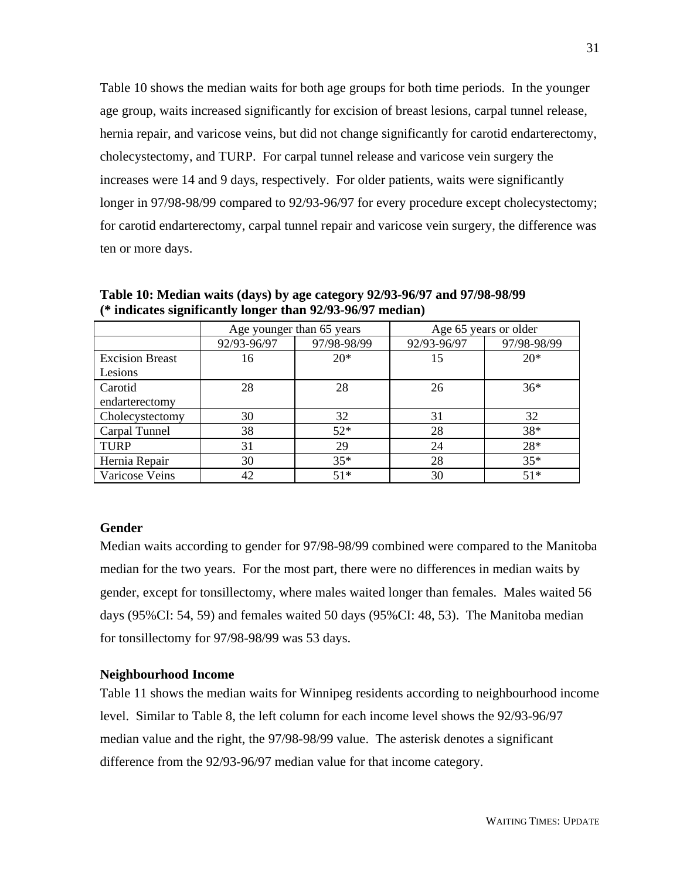Table 10 shows the median waits for both age groups for both time periods. In the younger age group, waits increased significantly for excision of breast lesions, carpal tunnel release, hernia repair, and varicose veins, but did not change significantly for carotid endarterectomy, cholecystectomy, and TURP. For carpal tunnel release and varicose vein surgery the increases were 14 and 9 days, respectively. For older patients, waits were significantly longer in 97/98-98/99 compared to 92/93-96/97 for every procedure except cholecystectomy; for carotid endarterectomy, carpal tunnel repair and varicose vein surgery, the difference was ten or more days.

**Table 10: Median waits (days) by age category 92/93-96/97 and 97/98-98/99 (* indicates significantly longer than 92/93-96/97 median)**

| | Age younger than 65 years | | Age 65 years or older | |
|---|---|---|---|---|
| | 92/93-96/97 | 97/98-98/99 | 92/93-96/97 | 97/98-98/99 |
| Excision Breast Lesions | 16 | 20* | 15 | 20* |
| Carotid endarterectomy | 28 | 28 | 26 | 36* |
| Cholecystectomy | 30 | 32 | 31 | 32 |
| Carpal Tunnel | 38 | 52* | 28 | 38* |
| TURP | 31 | 29 | 24 | 28* |
| Hernia Repair | 30 | 35* | 28 | 35* |
| Varicose Veins | 42 | 51* | 30 | 51* |

### Gender

Median waits according to gender for 97/98-98/99 combined were compared to the Manitoba median for the two years. For the most part, there were no differences in median waits by gender, except for tonsillectomy, where males waited longer than females. Males waited 56 days (95%CI: 54, 59) and females waited 50 days (95%CI: 48, 53). The Manitoba median for tonsillectomy for 97/98-98/99 was 53 days.

### Neighbourhood Income

Table 11 shows the median waits for Winnipeg residents according to neighbourhood income level. Similar to Table 8, the left column for each income level shows the 92/93-96/97 median value and the right, the 97/98-98/99 value. The asterisk denotes a significant difference from the 92/93-96/97 median value for that income category.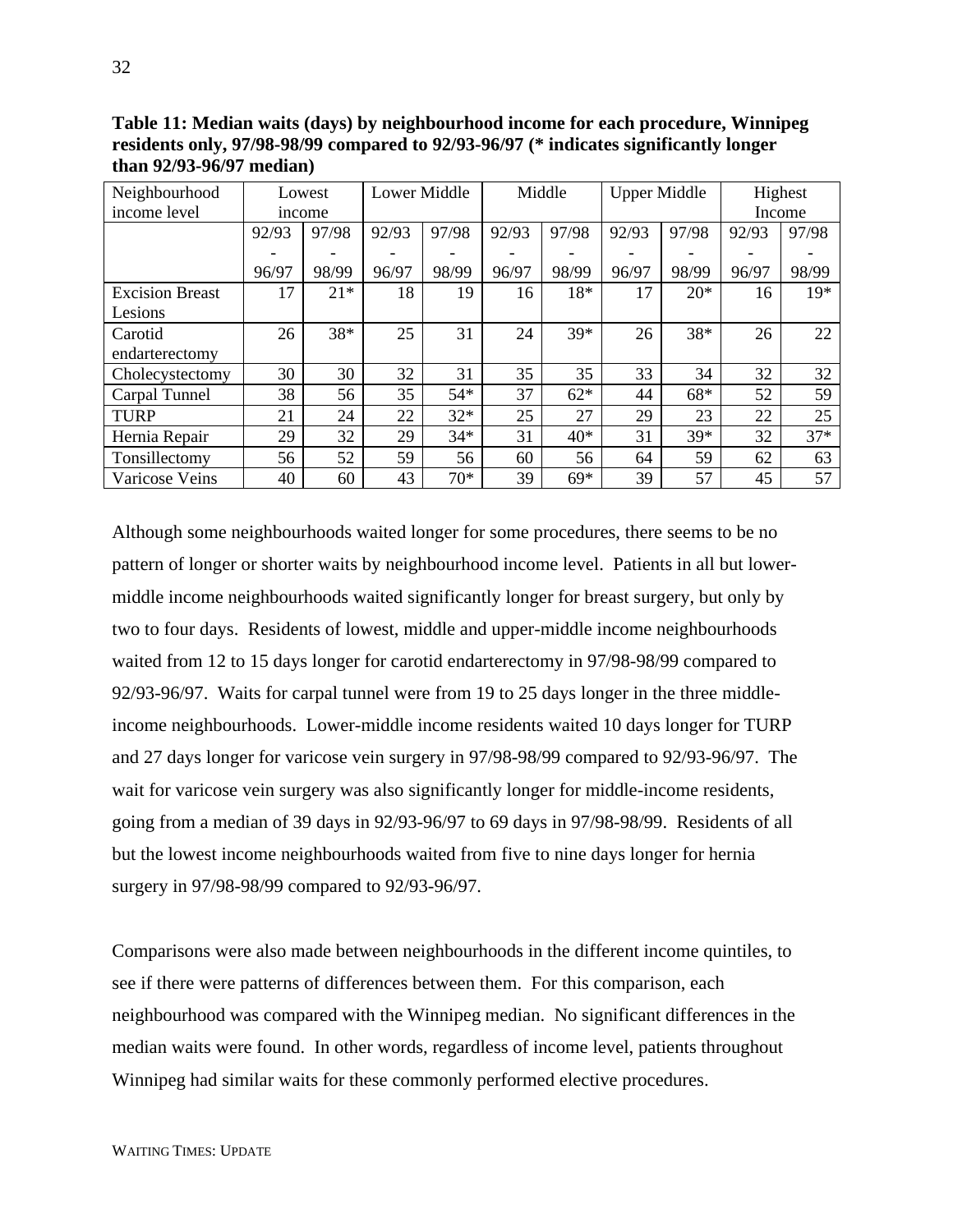**Table 11: Median waits (days) by neighbourhood income for each procedure, Winnipeg residents only, 97/98-98/99 compared to 92/93-96/97 (* indicates significantly longer than 92/93-96/97 median)**

| Neighbourhood income level | Lowest income | | Lower Middle | | Middle | | Upper Middle | | Highest Income | |
|---|---|---|---|---|---|---|---|---|---|---|
| | 92/93 - 96/97 | 97/98 - 98/99 | 92/93 - 96/97 | 97/98 - 98/99 | 92/93 - 96/97 | 97/98 - 98/99 | 92/93 - 96/97 | 97/98 - 98/99 | 92/93 - 96/97 | 97/98 - 98/99 |
| Excision Breast Lesions | 17 | 21* | 18 | 19 | 16 | 18* | 17 | 20* | 16 | 19* |
| Carotid endarterectomy | 26 | 38* | 25 | 31 | 24 | 39* | 26 | 38* | 26 | 22 |
| Cholecystectomy | 30 | 30 | 32 | 31 | 35 | 35 | 33 | 34 | 32 | 32 |
| Carpal Tunnel | 38 | 56 | 35 | 54* | 37 | 62* | 44 | 68* | 52 | 59 |
| TURP | 21 | 24 | 22 | 32* | 25 | 27 | 29 | 23 | 22 | 25 |
| Hernia Repair | 29 | 32 | 29 | 34* | 31 | 40* | 31 | 39* | 32 | 37* |
| Tonsillectomy | 56 | 52 | 59 | 56 | 60 | 56 | 64 | 59 | 62 | 63 |
| Varicose Veins | 40 | 60 | 43 | 70* | 39 | 69* | 39 | 57 | 45 | 57 |

Although some neighbourhoods waited longer for some procedures, there seems to be no pattern of longer or shorter waits by neighbourhood income level. Patients in all but lower-middle income neighbourhoods waited significantly longer for breast surgery, but only by two to four days. Residents of lowest, middle and upper-middle income neighbourhoods waited from 12 to 15 days longer for carotid endarterectomy in 97/98-98/99 compared to 92/93-96/97. Waits for carpal tunnel were from 19 to 25 days longer in the three middle-income neighbourhoods. Lower-middle income residents waited 10 days longer for TURP and 27 days longer for varicose vein surgery in 97/98-98/99 compared to 92/93-96/97. The wait for varicose vein surgery was also significantly longer for middle-income residents, going from a median of 39 days in 92/93-96/97 to 69 days in 97/98-98/99. Residents of all but the lowest income neighbourhoods waited from five to nine days longer for hernia surgery in 97/98-98/99 compared to 92/93-96/97.

Comparisons were also made between neighbourhoods in the different income quintiles, to see if there were patterns of differences between them. For this comparison, each neighbourhood was compared with the Winnipeg median. No significant differences in the median waits were found. In other words, regardless of income level, patients throughout Winnipeg had similar waits for these commonly performed elective procedures.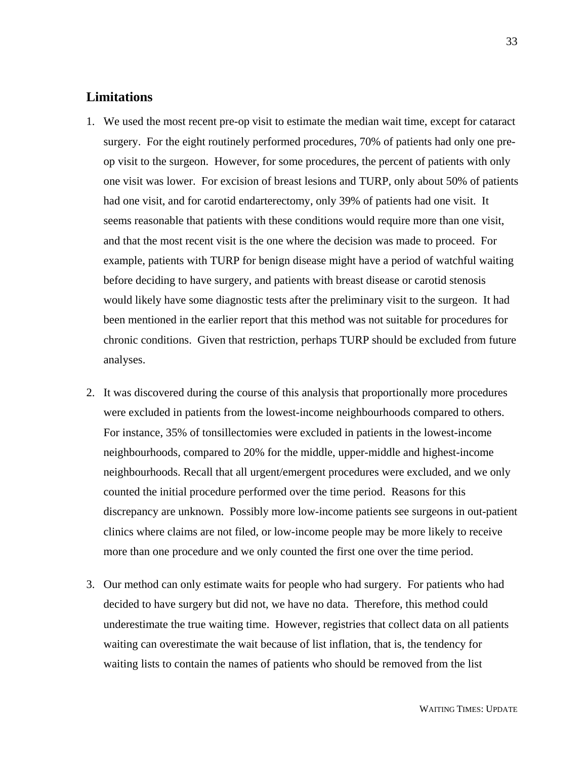## Limitations

1. We used the most recent pre-op visit to estimate the median wait time, except for cataract surgery. For the eight routinely performed procedures, 70% of patients had only one pre-op visit to the surgeon. However, for some procedures, the percent of patients with only one visit was lower. For excision of breast lesions and TURP, only about 50% of patients had one visit, and for carotid endarterectomy, only 39% of patients had one visit. It seems reasonable that patients with these conditions would require more than one visit, and that the most recent visit is the one where the decision was made to proceed. For example, patients with TURP for benign disease might have a period of watchful waiting before deciding to have surgery, and patients with breast disease or carotid stenosis would likely have some diagnostic tests after the preliminary visit to the surgeon. It had been mentioned in the earlier report that this method was not suitable for procedures for chronic conditions. Given that restriction, perhaps TURP should be excluded from future analyses.

2. It was discovered during the course of this analysis that proportionally more procedures were excluded in patients from the lowest-income neighbourhoods compared to others. For instance, 35% of tonsillectomies were excluded in patients in the lowest-income neighbourhoods, compared to 20% for the middle, upper-middle and highest-income neighbourhoods. Recall that all urgent/emergent procedures were excluded, and we only counted the initial procedure performed over the time period. Reasons for this discrepancy are unknown. Possibly more low-income patients see surgeons in out-patient clinics where claims are not filed, or low-income people may be more likely to receive more than one procedure and we only counted the first one over the time period.

3. Our method can only estimate waits for people who had surgery. For patients who had decided to have surgery but did not, we have no data. Therefore, this method could underestimate the true waiting time. However, registries that collect data on all patients waiting can overestimate the wait because of list inflation, that is, the tendency for waiting lists to contain the names of patients who should be removed from the list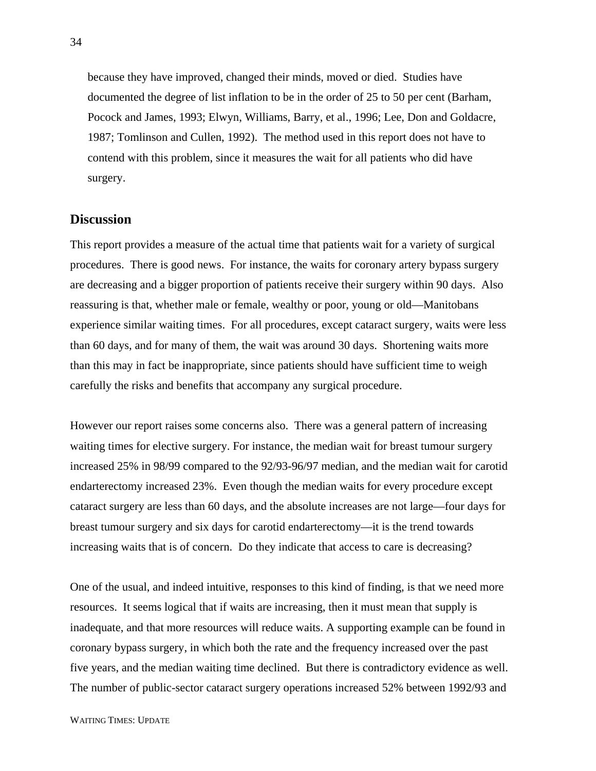because they have improved, changed their minds, moved or died. Studies have documented the degree of list inflation to be in the order of 25 to 50 per cent (Barham, Pocock and James, 1993; Elwyn, Williams, Barry, et al., 1996; Lee, Don and Goldacre, 1987; Tomlinson and Cullen, 1992). The method used in this report does not have to contend with this problem, since it measures the wait for all patients who did have surgery.

## Discussion

This report provides a measure of the actual time that patients wait for a variety of surgical procedures. There is good news. For instance, the waits for coronary artery bypass surgery are decreasing and a bigger proportion of patients receive their surgery within 90 days. Also reassuring is that, whether male or female, wealthy or poor, young or old—Manitobans experience similar waiting times. For all procedures, except cataract surgery, waits were less than 60 days, and for many of them, the wait was around 30 days. Shortening waits more than this may in fact be inappropriate, since patients should have sufficient time to weigh carefully the risks and benefits that accompany any surgical procedure.

However our report raises some concerns also. There was a general pattern of increasing waiting times for elective surgery. For instance, the median wait for breast tumour surgery increased 25% in 98/99 compared to the 92/93-96/97 median, and the median wait for carotid endarterectomy increased 23%. Even though the median waits for every procedure except cataract surgery are less than 60 days, and the absolute increases are not large—four days for breast tumour surgery and six days for carotid endarterectomy—it is the trend towards increasing waits that is of concern. Do they indicate that access to care is decreasing?

One of the usual, and indeed intuitive, responses to this kind of finding, is that we need more resources. It seems logical that if waits are increasing, then it must mean that supply is inadequate, and that more resources will reduce waits. A supporting example can be found in coronary bypass surgery, in which both the rate and the frequency increased over the past five years, and the median waiting time declined. But there is contradictory evidence as well. The number of public-sector cataract surgery operations increased 52% between 1992/93 and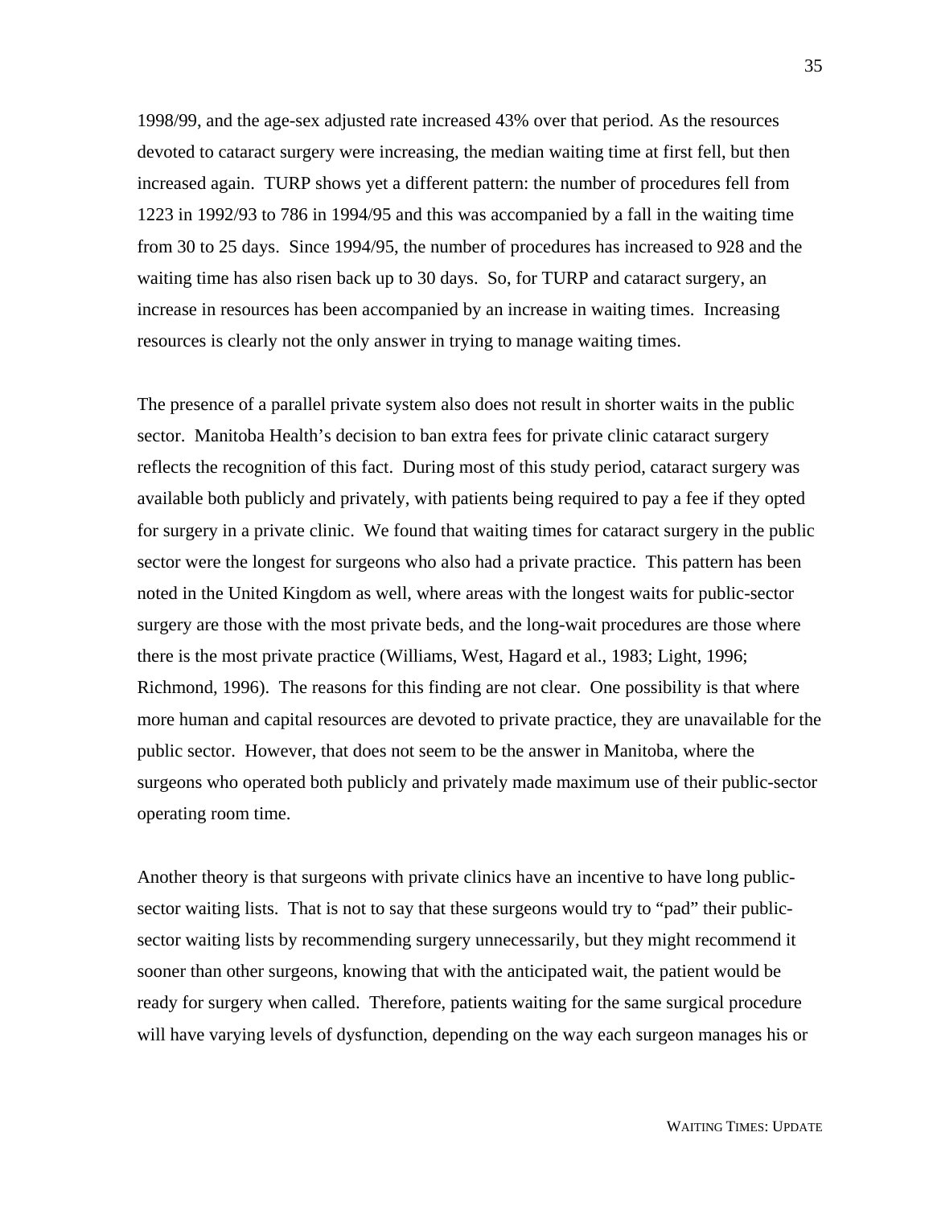1998/99, and the age-sex adjusted rate increased 43% over that period. As the resources devoted to cataract surgery were increasing, the median waiting time at first fell, but then increased again. TURP shows yet a different pattern: the number of procedures fell from 1223 in 1992/93 to 786 in 1994/95 and this was accompanied by a fall in the waiting time from 30 to 25 days. Since 1994/95, the number of procedures has increased to 928 and the waiting time has also risen back up to 30 days. So, for TURP and cataract surgery, an increase in resources has been accompanied by an increase in waiting times. Increasing resources is clearly not the only answer in trying to manage waiting times.

The presence of a parallel private system also does not result in shorter waits in the public sector. Manitoba Health's decision to ban extra fees for private clinic cataract surgery reflects the recognition of this fact. During most of this study period, cataract surgery was available both publicly and privately, with patients being required to pay a fee if they opted for surgery in a private clinic. We found that waiting times for cataract surgery in the public sector were the longest for surgeons who also had a private practice. This pattern has been noted in the United Kingdom as well, where areas with the longest waits for public-sector surgery are those with the most private beds, and the long-wait procedures are those where there is the most private practice (Williams, West, Hagard et al., 1983; Light, 1996; Richmond, 1996). The reasons for this finding are not clear. One possibility is that where more human and capital resources are devoted to private practice, they are unavailable for the public sector. However, that does not seem to be the answer in Manitoba, where the surgeons who operated both publicly and privately made maximum use of their public-sector operating room time.

Another theory is that surgeons with private clinics have an incentive to have long public-sector waiting lists. That is not to say that these surgeons would try to "pad" their public-sector waiting lists by recommending surgery unnecessarily, but they might recommend it sooner than other surgeons, knowing that with the anticipated wait, the patient would be ready for surgery when called. Therefore, patients waiting for the same surgical procedure will have varying levels of dysfunction, depending on the way each surgeon manages his or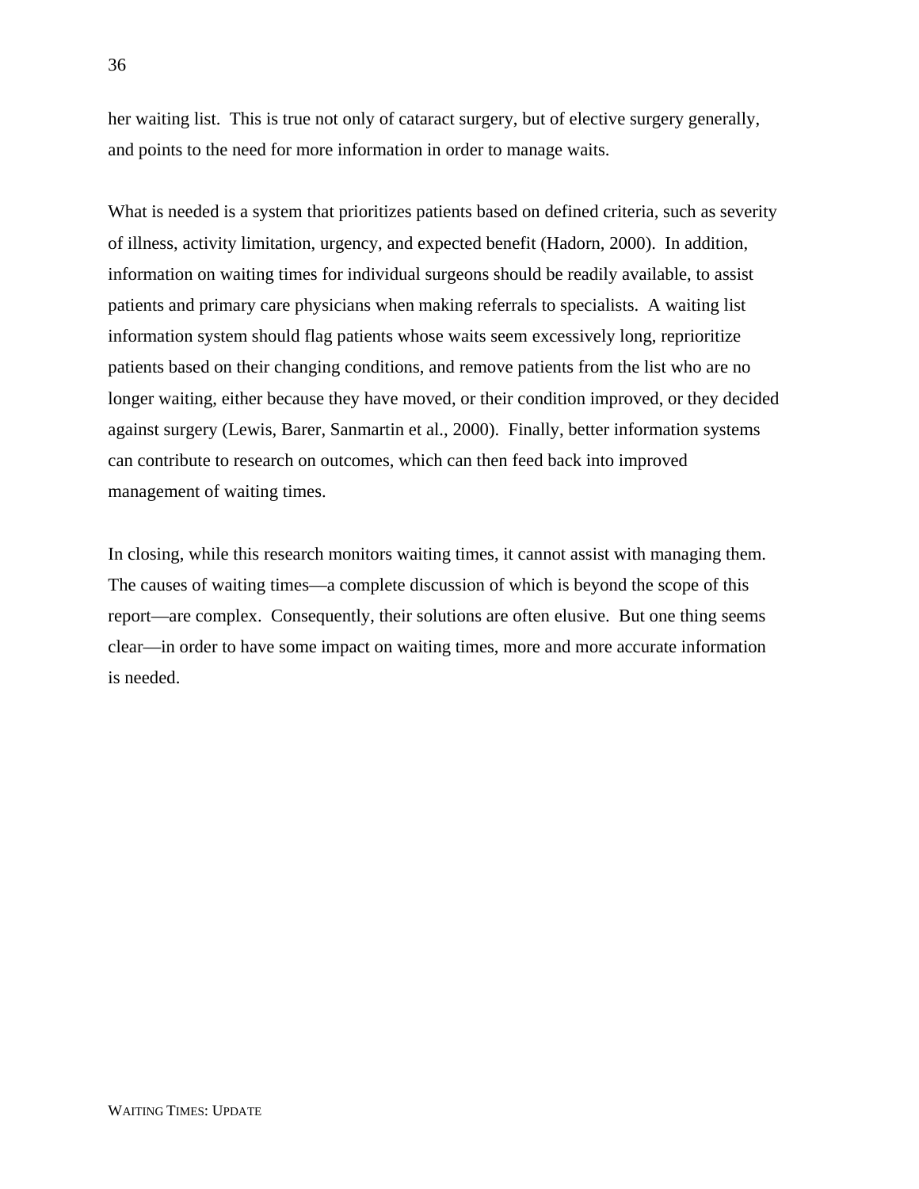her waiting list. This is true not only of cataract surgery, but of elective surgery generally, and points to the need for more information in order to manage waits.

What is needed is a system that prioritizes patients based on defined criteria, such as severity of illness, activity limitation, urgency, and expected benefit (Hadorn, 2000). In addition, information on waiting times for individual surgeons should be readily available, to assist patients and primary care physicians when making referrals to specialists. A waiting list information system should flag patients whose waits seem excessively long, reprioritize patients based on their changing conditions, and remove patients from the list who are no longer waiting, either because they have moved, or their condition improved, or they decided against surgery (Lewis, Barer, Sanmartin et al., 2000). Finally, better information systems can contribute to research on outcomes, which can then feed back into improved management of waiting times.

In closing, while this research monitors waiting times, it cannot assist with managing them. The causes of waiting times—a complete discussion of which is beyond the scope of this report—are complex. Consequently, their solutions are often elusive. But one thing seems clear—in order to have some impact on waiting times, more and more accurate information is needed.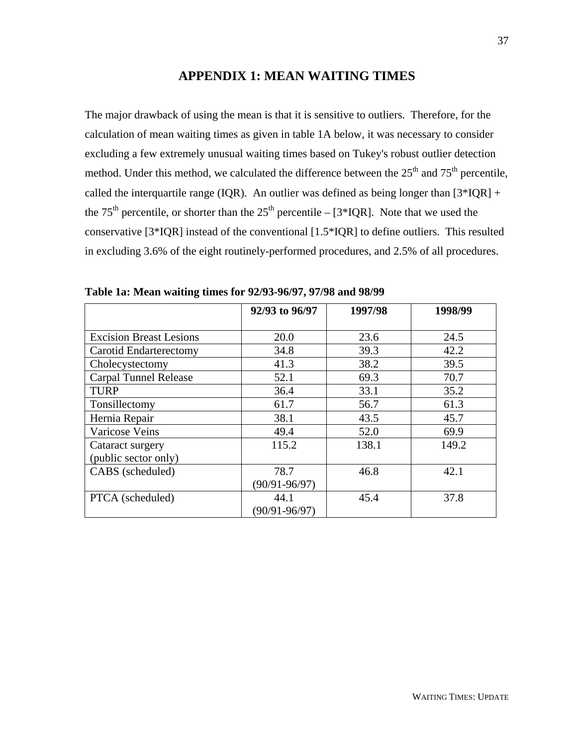# APPENDIX 1: MEAN WAITING TIMES

The major drawback of using the mean is that it is sensitive to outliers. Therefore, for the calculation of mean waiting times as given in table 1A below, it was necessary to consider excluding a few extremely unusual waiting times based on Tukey's robust outlier detection method. Under this method, we calculated the difference between the 25th and 75th percentile, called the interquartile range (IQR). An outlier was defined as being longer than [3*IQR] + the 75th percentile, or shorter than the 25th percentile – [3*IQR]. Note that we used the conservative [3*IQR] instead of the conventional [1.5*IQR] to define outliers. This resulted in excluding 3.6% of the eight routinely-performed procedures, and 2.5% of all procedures.

**Table 1a: Mean waiting times for 92/93-96/97, 97/98 and 98/99**

| | 92/93 to 96/97 | 1997/98 | 1998/99 |
|---|---|---|---|
| Excision Breast Lesions | 20.0 | 23.6 | 24.5 |
| Carotid Endarterectomy | 34.8 | 39.3 | 42.2 |
| Cholecystectomy | 41.3 | 38.2 | 39.5 |
| Carpal Tunnel Release | 52.1 | 69.3 | 70.7 |
| TURP | 36.4 | 33.1 | 35.2 |
| Tonsillectomy | 61.7 | 56.7 | 61.3 |
| Hernia Repair | 38.1 | 43.5 | 45.7 |
| Varicose Veins | 49.4 | 52.0 | 69.9 |
| Cataract surgery (public sector only) | 115.2 | 138.1 | 149.2 |
| CABS (scheduled) | 78.7 (90/91-96/97) | 46.8 | 42.1 |
| PTCA (scheduled) | 44.1 (90/91-96/97) | 45.4 | 37.8 |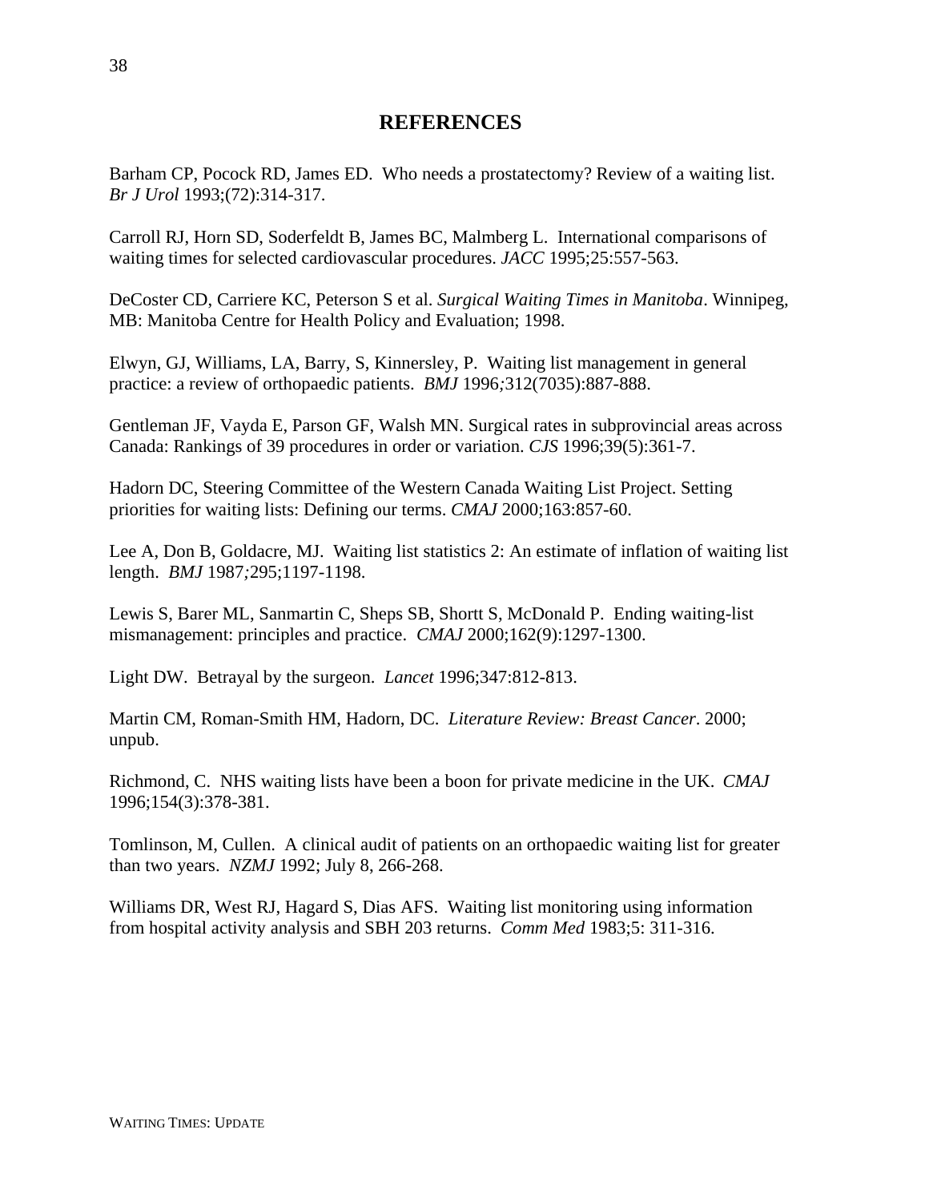# REFERENCES

Barham CP, Pocock RD, James ED. Who needs a prostatectomy? Review of a waiting list. *Br J Urol* 1993;(72):314-317.

Carroll RJ, Horn SD, Soderfeldt B, James BC, Malmberg L. International comparisons of waiting times for selected cardiovascular procedures. *JACC* 1995;25:557-563.

DeCoster CD, Carriere KC, Peterson S et al. *Surgical Waiting Times in Manitoba*. Winnipeg, MB: Manitoba Centre for Health Policy and Evaluation; 1998.

Elwyn, GJ, Williams, LA, Barry, S, Kinnersley, P. Waiting list management in general practice: a review of orthopaedic patients. *BMJ* 1996;312(7035):887-888.

Gentleman JF, Vayda E, Parson GF, Walsh MN. Surgical rates in subprovincial areas across Canada: Rankings of 39 procedures in order or variation. *CJS* 1996;39(5):361-7.

Hadorn DC, Steering Committee of the Western Canada Waiting List Project. Setting priorities for waiting lists: Defining our terms. *CMAJ* 2000;163:857-60.

Lee A, Don B, Goldacre, MJ. Waiting list statistics 2: An estimate of inflation of waiting list length. *BMJ* 1987;295;1197-1198.

Lewis S, Barer ML, Sanmartin C, Sheps SB, Shortt S, McDonald P. Ending waiting-list mismanagement: principles and practice. *CMAJ* 2000;162(9):1297-1300.

Light DW. Betrayal by the surgeon. *Lancet* 1996;347:812-813.

Martin CM, Roman-Smith HM, Hadorn, DC. *Literature Review: Breast Cancer*. 2000; unpub.

Richmond, C. NHS waiting lists have been a boon for private medicine in the UK. *CMAJ* 1996;154(3):378-381.

Tomlinson, M, Cullen. A clinical audit of patients on an orthopaedic waiting list for greater than two years. *NZMJ* 1992; July 8, 266-268.

Williams DR, West RJ, Hagard S, Dias AFS. Waiting list monitoring using information from hospital activity analysis and SBH 203 returns. *Comm Med* 1983;5: 311-316.